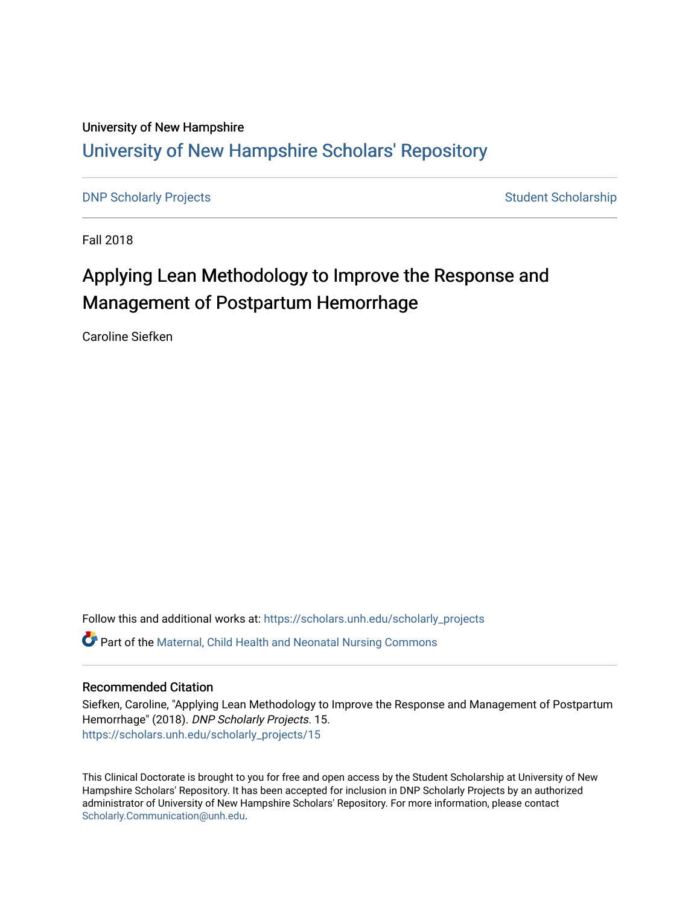University of New Hampshire

# University of New Hampshire Scholars' Repository

DNP Scholarly Projects | Student Scholarship

Fall 2018

# Applying Lean Methodology to Improve the Response and Management of Postpartum Hemorrhage

Caroline Siefken

Follow this and additional works at: https://scholars.unh.edu/scholarly_projects

Part of the Maternal, Child Health and Neonatal Nursing Commons

## Recommended Citation

Siefken, Caroline, "Applying Lean Methodology to Improve the Response and Management of Postpartum Hemorrhage" (2018). *DNP Scholarly Projects*. 15.
https://scholars.unh.edu/scholarly_projects/15

This Clinical Doctorate is brought to you for free and open access by the Student Scholarship at University of New Hampshire Scholars' Repository. It has been accepted for inclusion in DNP Scholarly Projects by an authorized administrator of University of New Hampshire Scholars' Repository. For more information, please contact Scholarly.Communication@unh.edu.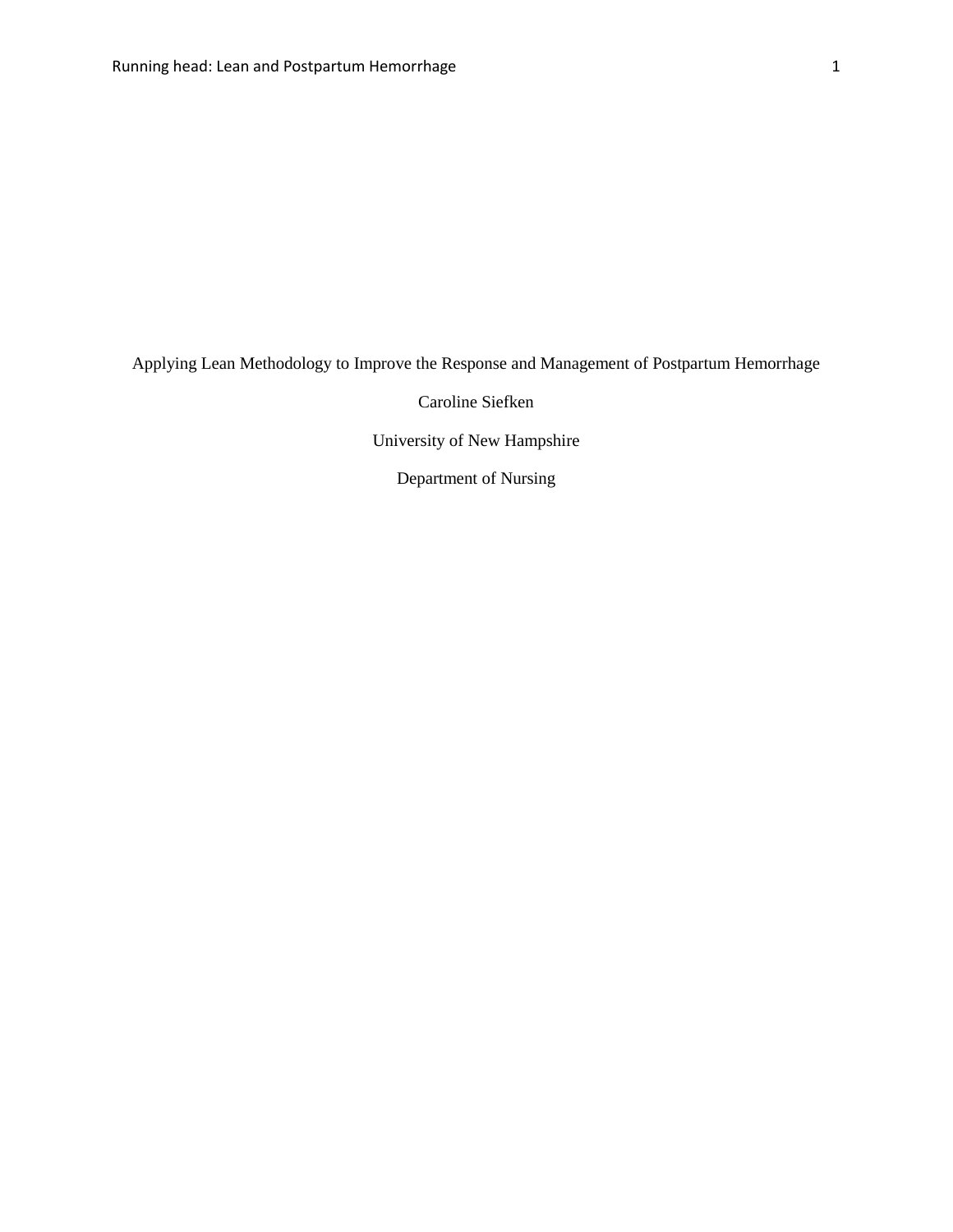Applying Lean Methodology to Improve the Response and Management of Postpartum Hemorrhage

Caroline Siefken

University of New Hampshire

Department of Nursing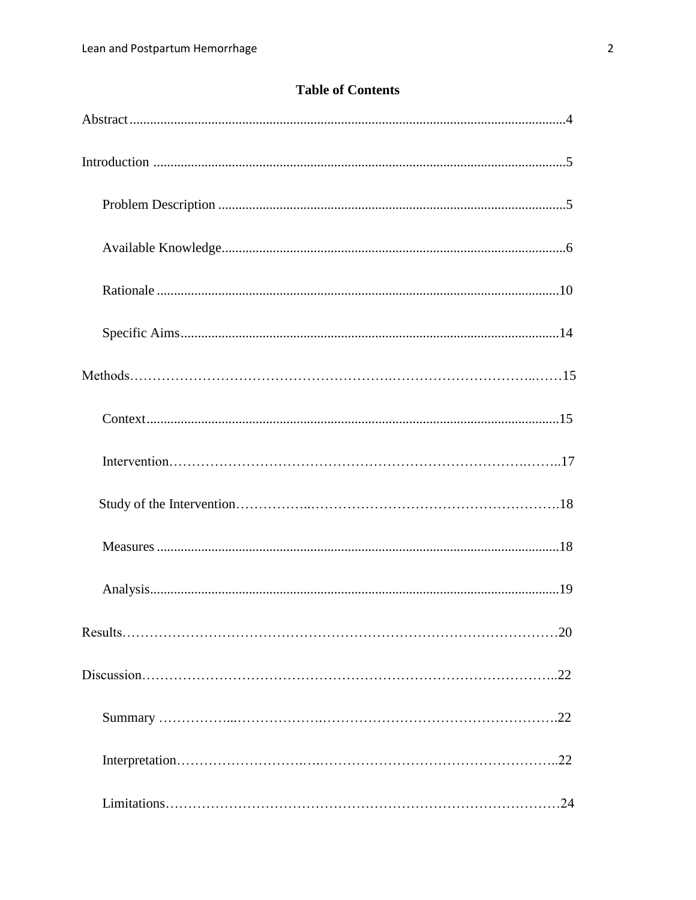# Table of Contents

Abstract....................................................................................................................4

Introduction ..............................................................................................................5

- Problem Description ............................................................................................5
- Available Knowledge............................................................................................6
- Rationale ..............................................................................................................10
- Specific Aims........................................................................................................14

Methods……………………………………………….……………………………..……15

- Context..................................................................................................................15
- Intervention………………………………………………………………….……..17
- Study of the Intervention……………..……………………………………………….18
- Measures ...............................................................................................................18
- Analysis.................................................................................................................19

Results……………………………………………………………………………………20

Discussion………………………………………………………………………………..22

- Summary ……………...………………….…………………………………………….22
- Interpretation……………………….….……………………………………………..22
- Limitations…………………………………………………………………….………24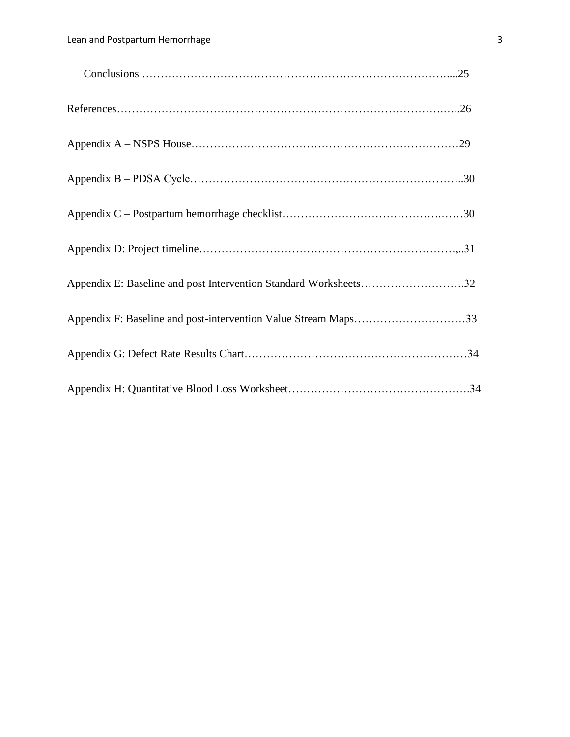Conclusions ………………………………………………………………………….....25

References……………………………………………………………………………..…..26

Appendix A – NSPS House………………………………………………………………29

Appendix B – PDSA Cycle………………………………………………………………..30

Appendix C – Postpartum hemorrhage checklist…………………………………….……30

Appendix D: Project timeline…………………………………………………………….,..31

Appendix E: Baseline and post Intervention Standard Worksheets……………………….32

Appendix F: Baseline and post-intervention Value Stream Maps…………………………33

Appendix G: Defect Rate Results Chart……………………………………………………34

Appendix H: Quantitative Blood Loss Worksheet………………………………………….34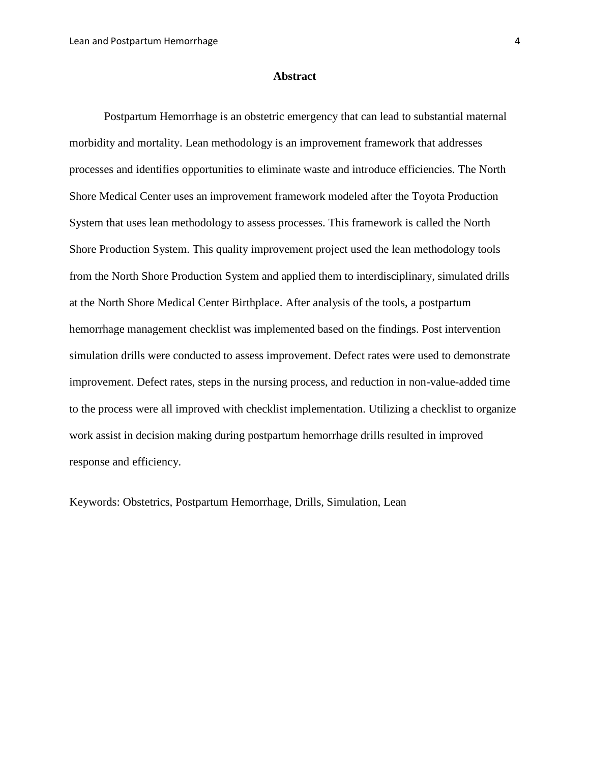# Abstract

Postpartum Hemorrhage is an obstetric emergency that can lead to substantial maternal morbidity and mortality. Lean methodology is an improvement framework that addresses processes and identifies opportunities to eliminate waste and introduce efficiencies. The North Shore Medical Center uses an improvement framework modeled after the Toyota Production System that uses lean methodology to assess processes. This framework is called the North Shore Production System. This quality improvement project used the lean methodology tools from the North Shore Production System and applied them to interdisciplinary, simulated drills at the North Shore Medical Center Birthplace. After analysis of the tools, a postpartum hemorrhage management checklist was implemented based on the findings. Post intervention simulation drills were conducted to assess improvement. Defect rates were used to demonstrate improvement. Defect rates, steps in the nursing process, and reduction in non-value-added time to the process were all improved with checklist implementation. Utilizing a checklist to organize work assist in decision making during postpartum hemorrhage drills resulted in improved response and efficiency.

Keywords: Obstetrics, Postpartum Hemorrhage, Drills, Simulation, Lean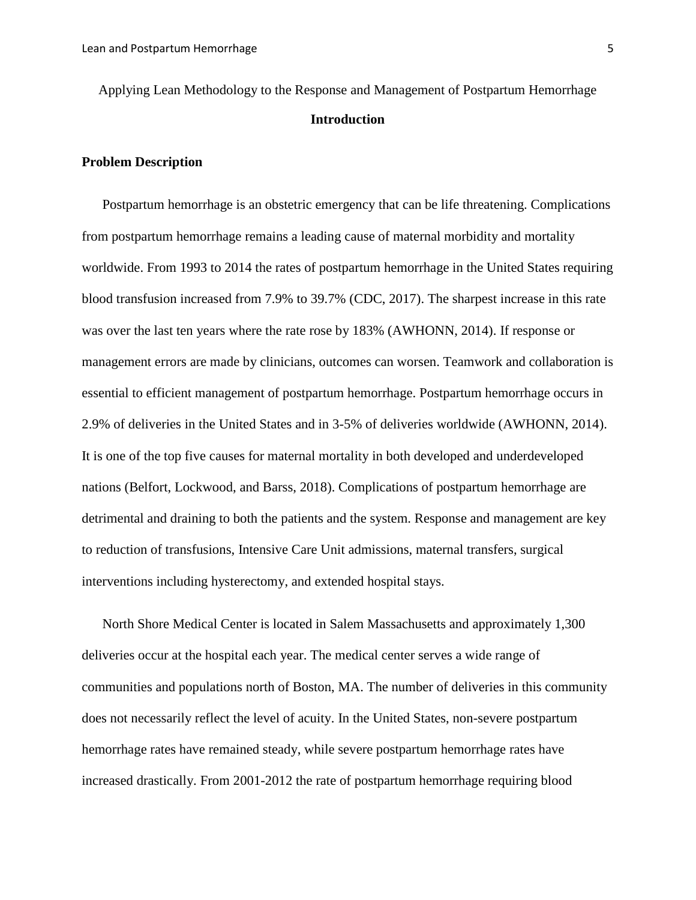Applying Lean Methodology to the Response and Management of Postpartum Hemorrhage

## Introduction

### Problem Description

Postpartum hemorrhage is an obstetric emergency that can be life threatening. Complications from postpartum hemorrhage remains a leading cause of maternal morbidity and mortality worldwide. From 1993 to 2014 the rates of postpartum hemorrhage in the United States requiring blood transfusion increased from 7.9% to 39.7% (CDC, 2017). The sharpest increase in this rate was over the last ten years where the rate rose by 183% (AWHONN, 2014). If response or management errors are made by clinicians, outcomes can worsen. Teamwork and collaboration is essential to efficient management of postpartum hemorrhage. Postpartum hemorrhage occurs in 2.9% of deliveries in the United States and in 3-5% of deliveries worldwide (AWHONN, 2014). It is one of the top five causes for maternal mortality in both developed and underdeveloped nations (Belfort, Lockwood, and Barss, 2018). Complications of postpartum hemorrhage are detrimental and draining to both the patients and the system. Response and management are key to reduction of transfusions, Intensive Care Unit admissions, maternal transfers, surgical interventions including hysterectomy, and extended hospital stays.

North Shore Medical Center is located in Salem Massachusetts and approximately 1,300 deliveries occur at the hospital each year. The medical center serves a wide range of communities and populations north of Boston, MA. The number of deliveries in this community does not necessarily reflect the level of acuity. In the United States, non-severe postpartum hemorrhage rates have remained steady, while severe postpartum hemorrhage rates have increased drastically. From 2001-2012 the rate of postpartum hemorrhage requiring blood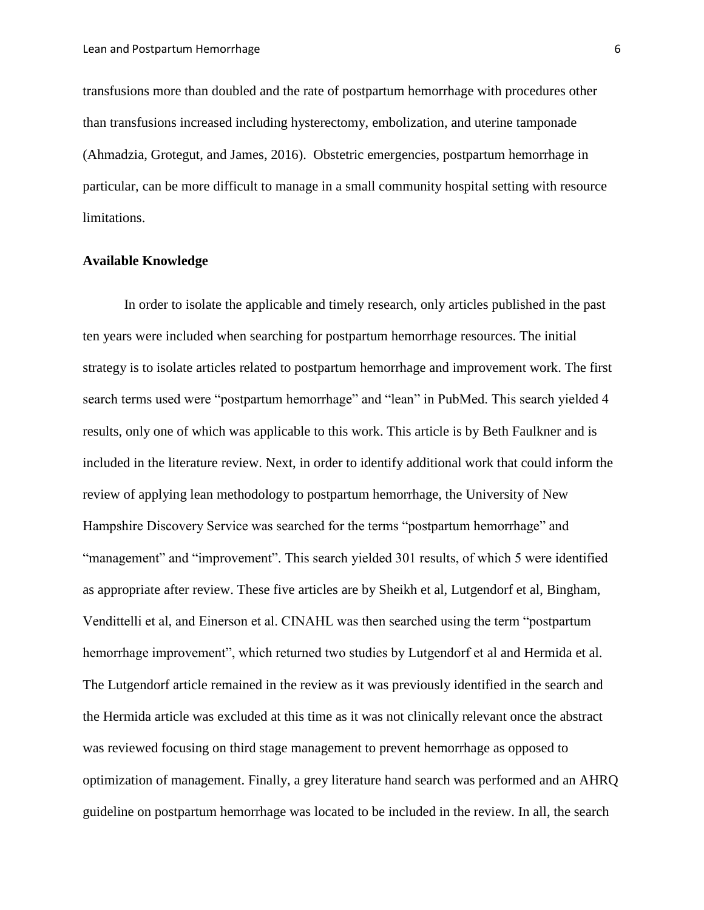transfusions more than doubled and the rate of postpartum hemorrhage with procedures other than transfusions increased including hysterectomy, embolization, and uterine tamponade (Ahmadzia, Grotegut, and James, 2016). Obstetric emergencies, postpartum hemorrhage in particular, can be more difficult to manage in a small community hospital setting with resource limitations.

**Available Knowledge**

In order to isolate the applicable and timely research, only articles published in the past ten years were included when searching for postpartum hemorrhage resources. The initial strategy is to isolate articles related to postpartum hemorrhage and improvement work. The first search terms used were "postpartum hemorrhage" and "lean" in PubMed. This search yielded 4 results, only one of which was applicable to this work. This article is by Beth Faulkner and is included in the literature review. Next, in order to identify additional work that could inform the review of applying lean methodology to postpartum hemorrhage, the University of New Hampshire Discovery Service was searched for the terms "postpartum hemorrhage" and "management" and "improvement". This search yielded 301 results, of which 5 were identified as appropriate after review. These five articles are by Sheikh et al, Lutgendorf et al, Bingham, Vendittelli et al, and Einerson et al. CINAHL was then searched using the term "postpartum hemorrhage improvement", which returned two studies by Lutgendorf et al and Hermida et al. The Lutgendorf article remained in the review as it was previously identified in the search and the Hermida article was excluded at this time as it was not clinically relevant once the abstract was reviewed focusing on third stage management to prevent hemorrhage as opposed to optimization of management. Finally, a grey literature hand search was performed and an AHRQ guideline on postpartum hemorrhage was located to be included in the review. In all, the search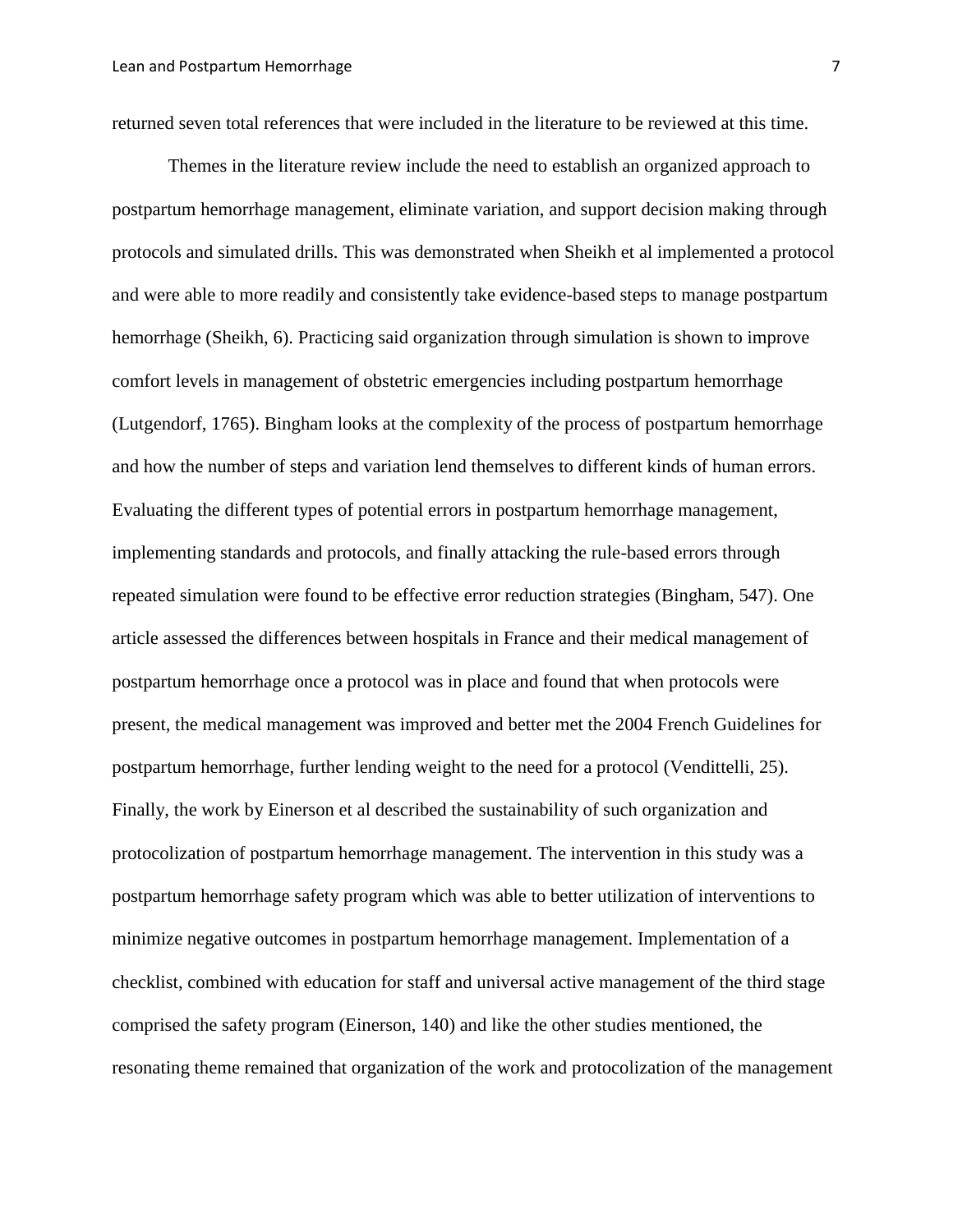returned seven total references that were included in the literature to be reviewed at this time.

Themes in the literature review include the need to establish an organized approach to postpartum hemorrhage management, eliminate variation, and support decision making through protocols and simulated drills. This was demonstrated when Sheikh et al implemented a protocol and were able to more readily and consistently take evidence-based steps to manage postpartum hemorrhage (Sheikh, 6). Practicing said organization through simulation is shown to improve comfort levels in management of obstetric emergencies including postpartum hemorrhage (Lutgendorf, 1765). Bingham looks at the complexity of the process of postpartum hemorrhage and how the number of steps and variation lend themselves to different kinds of human errors. Evaluating the different types of potential errors in postpartum hemorrhage management, implementing standards and protocols, and finally attacking the rule-based errors through repeated simulation were found to be effective error reduction strategies (Bingham, 547). One article assessed the differences between hospitals in France and their medical management of postpartum hemorrhage once a protocol was in place and found that when protocols were present, the medical management was improved and better met the 2004 French Guidelines for postpartum hemorrhage, further lending weight to the need for a protocol (Vendittelli, 25). Finally, the work by Einerson et al described the sustainability of such organization and protocolization of postpartum hemorrhage management. The intervention in this study was a postpartum hemorrhage safety program which was able to better utilization of interventions to minimize negative outcomes in postpartum hemorrhage management. Implementation of a checklist, combined with education for staff and universal active management of the third stage comprised the safety program (Einerson, 140) and like the other studies mentioned, the resonating theme remained that organization of the work and protocolization of the management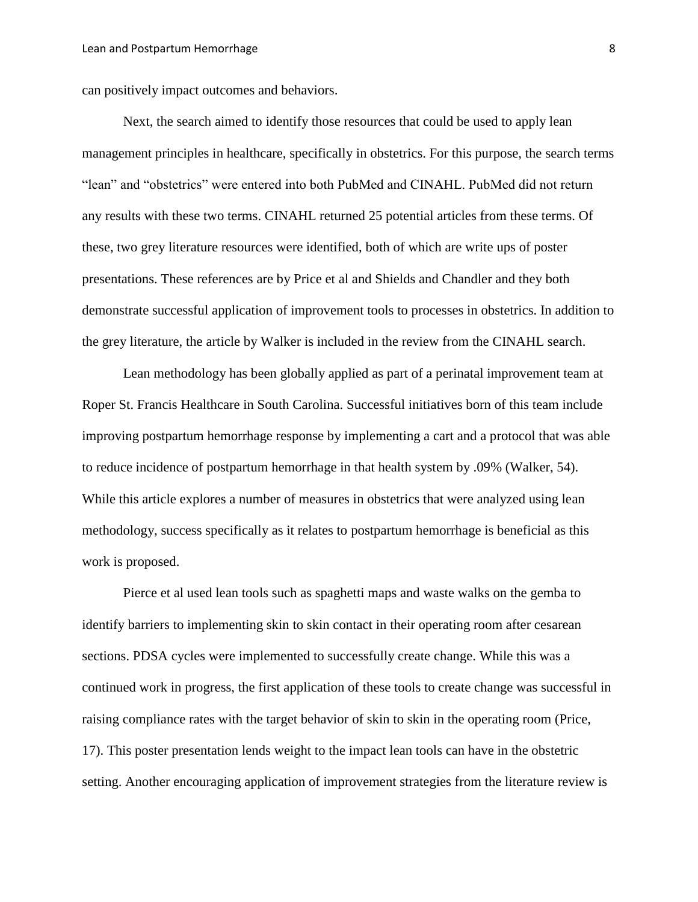can positively impact outcomes and behaviors.

Next, the search aimed to identify those resources that could be used to apply lean management principles in healthcare, specifically in obstetrics. For this purpose, the search terms "lean" and "obstetrics" were entered into both PubMed and CINAHL. PubMed did not return any results with these two terms. CINAHL returned 25 potential articles from these terms. Of these, two grey literature resources were identified, both of which are write ups of poster presentations. These references are by Price et al and Shields and Chandler and they both demonstrate successful application of improvement tools to processes in obstetrics. In addition to the grey literature, the article by Walker is included in the review from the CINAHL search.

Lean methodology has been globally applied as part of a perinatal improvement team at Roper St. Francis Healthcare in South Carolina. Successful initiatives born of this team include improving postpartum hemorrhage response by implementing a cart and a protocol that was able to reduce incidence of postpartum hemorrhage in that health system by .09% (Walker, 54). While this article explores a number of measures in obstetrics that were analyzed using lean methodology, success specifically as it relates to postpartum hemorrhage is beneficial as this work is proposed.

Pierce et al used lean tools such as spaghetti maps and waste walks on the gemba to identify barriers to implementing skin to skin contact in their operating room after cesarean sections. PDSA cycles were implemented to successfully create change. While this was a continued work in progress, the first application of these tools to create change was successful in raising compliance rates with the target behavior of skin to skin in the operating room (Price, 17). This poster presentation lends weight to the impact lean tools can have in the obstetric setting. Another encouraging application of improvement strategies from the literature review is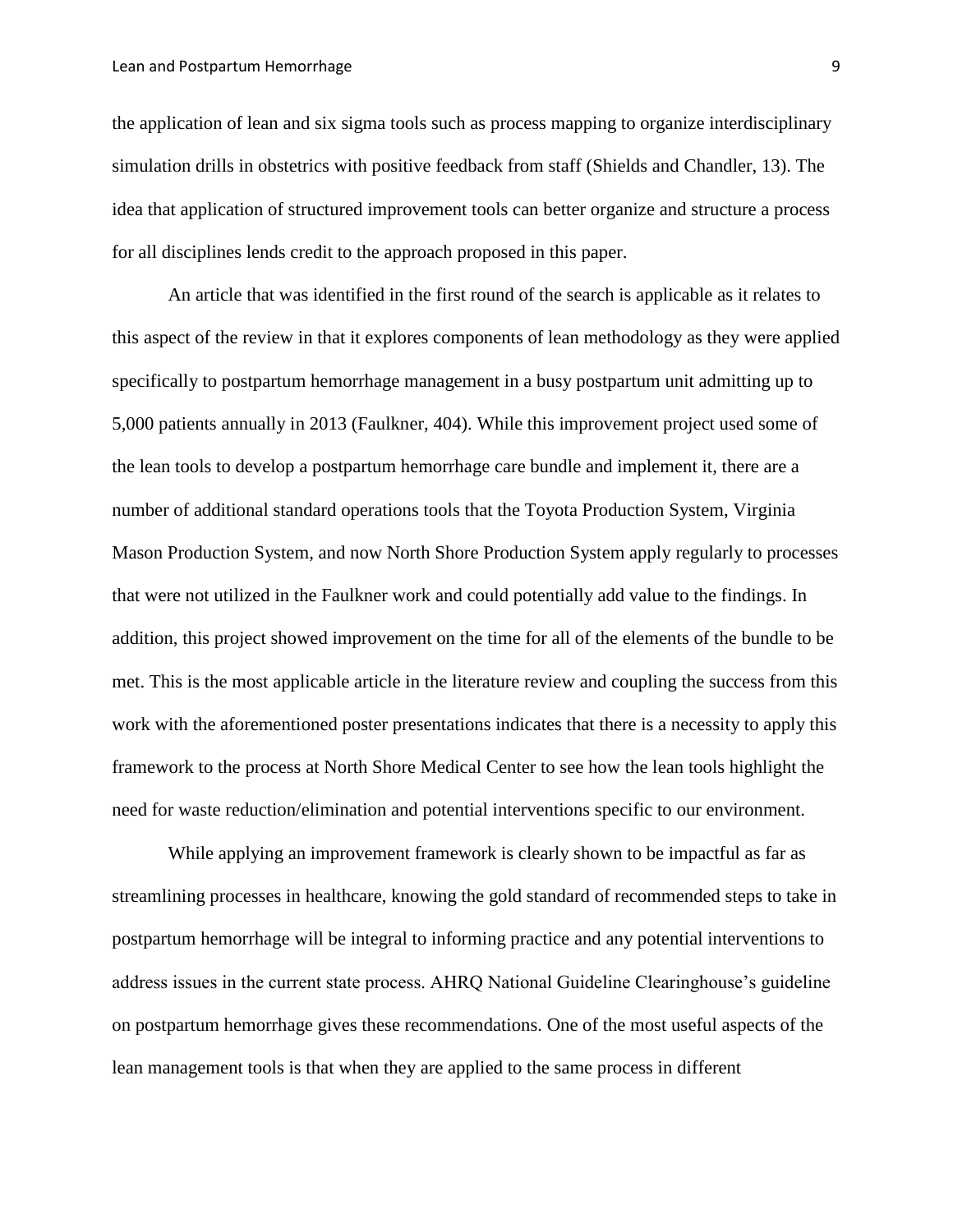the application of lean and six sigma tools such as process mapping to organize interdisciplinary simulation drills in obstetrics with positive feedback from staff (Shields and Chandler, 13). The idea that application of structured improvement tools can better organize and structure a process for all disciplines lends credit to the approach proposed in this paper.

An article that was identified in the first round of the search is applicable as it relates to this aspect of the review in that it explores components of lean methodology as they were applied specifically to postpartum hemorrhage management in a busy postpartum unit admitting up to 5,000 patients annually in 2013 (Faulkner, 404). While this improvement project used some of the lean tools to develop a postpartum hemorrhage care bundle and implement it, there are a number of additional standard operations tools that the Toyota Production System, Virginia Mason Production System, and now North Shore Production System apply regularly to processes that were not utilized in the Faulkner work and could potentially add value to the findings. In addition, this project showed improvement on the time for all of the elements of the bundle to be met. This is the most applicable article in the literature review and coupling the success from this work with the aforementioned poster presentations indicates that there is a necessity to apply this framework to the process at North Shore Medical Center to see how the lean tools highlight the need for waste reduction/elimination and potential interventions specific to our environment.

While applying an improvement framework is clearly shown to be impactful as far as streamlining processes in healthcare, knowing the gold standard of recommended steps to take in postpartum hemorrhage will be integral to informing practice and any potential interventions to address issues in the current state process. AHRQ National Guideline Clearinghouse's guideline on postpartum hemorrhage gives these recommendations. One of the most useful aspects of the lean management tools is that when they are applied to the same process in different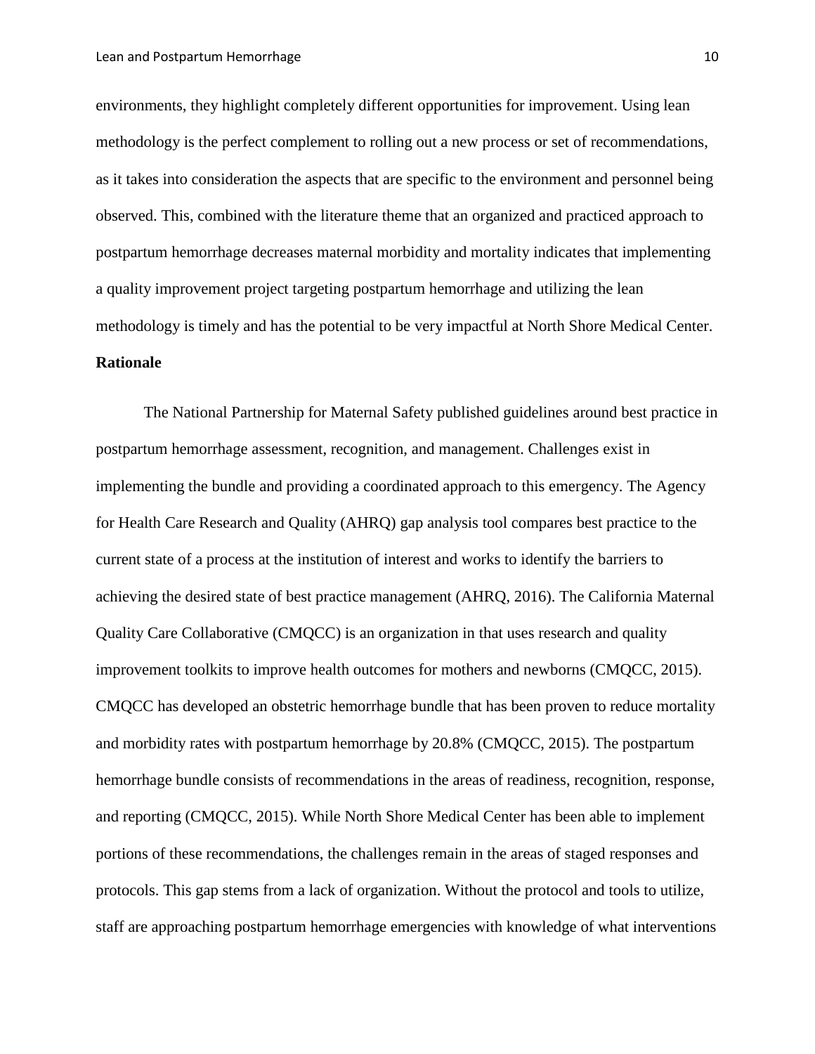environments, they highlight completely different opportunities for improvement. Using lean methodology is the perfect complement to rolling out a new process or set of recommendations, as it takes into consideration the aspects that are specific to the environment and personnel being observed. This, combined with the literature theme that an organized and practiced approach to postpartum hemorrhage decreases maternal morbidity and mortality indicates that implementing a quality improvement project targeting postpartum hemorrhage and utilizing the lean methodology is timely and has the potential to be very impactful at North Shore Medical Center.

**Rationale**

The National Partnership for Maternal Safety published guidelines around best practice in postpartum hemorrhage assessment, recognition, and management. Challenges exist in implementing the bundle and providing a coordinated approach to this emergency. The Agency for Health Care Research and Quality (AHRQ) gap analysis tool compares best practice to the current state of a process at the institution of interest and works to identify the barriers to achieving the desired state of best practice management (AHRQ, 2016). The California Maternal Quality Care Collaborative (CMQCC) is an organization in that uses research and quality improvement toolkits to improve health outcomes for mothers and newborns (CMQCC, 2015). CMQCC has developed an obstetric hemorrhage bundle that has been proven to reduce mortality and morbidity rates with postpartum hemorrhage by 20.8% (CMQCC, 2015). The postpartum hemorrhage bundle consists of recommendations in the areas of readiness, recognition, response, and reporting (CMQCC, 2015). While North Shore Medical Center has been able to implement portions of these recommendations, the challenges remain in the areas of staged responses and protocols. This gap stems from a lack of organization. Without the protocol and tools to utilize, staff are approaching postpartum hemorrhage emergencies with knowledge of what interventions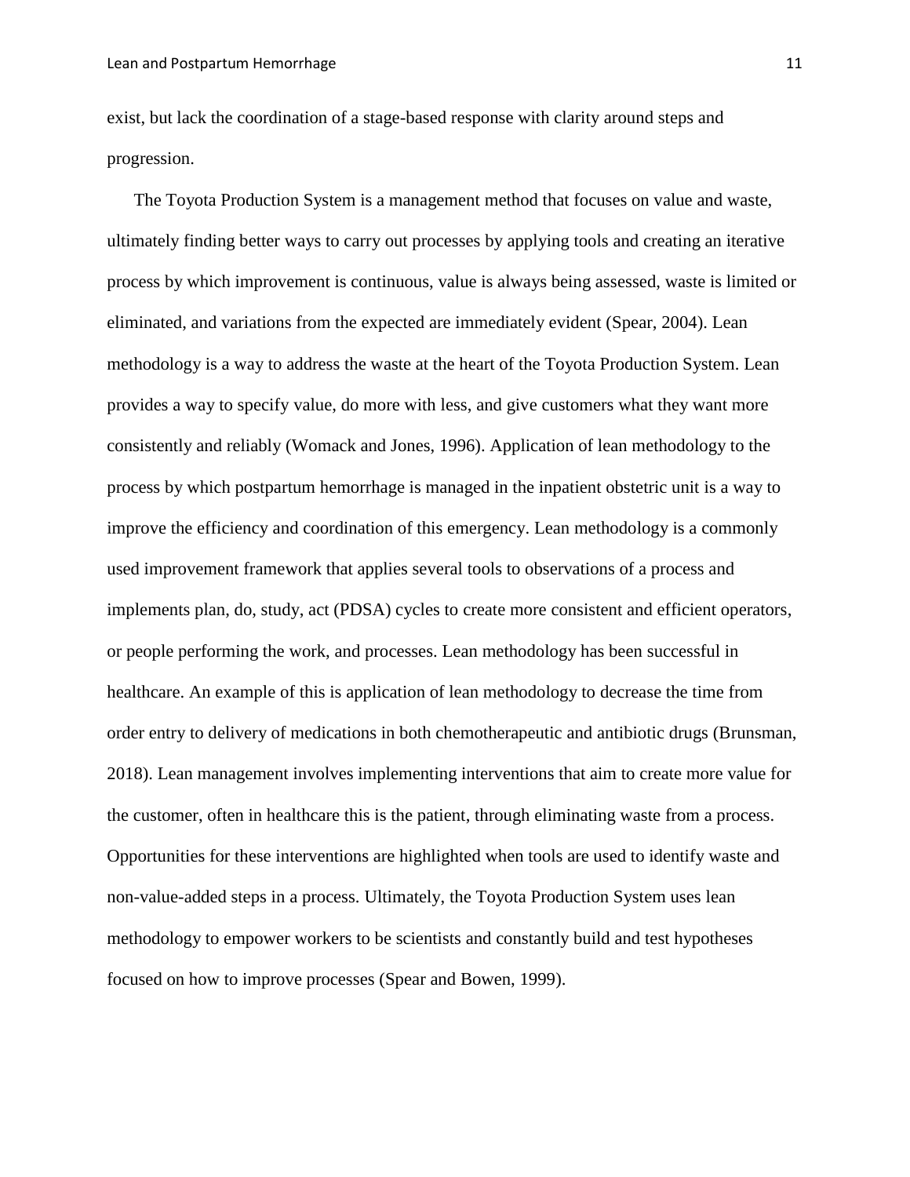exist, but lack the coordination of a stage-based response with clarity around steps and progression.

The Toyota Production System is a management method that focuses on value and waste, ultimately finding better ways to carry out processes by applying tools and creating an iterative process by which improvement is continuous, value is always being assessed, waste is limited or eliminated, and variations from the expected are immediately evident (Spear, 2004). Lean methodology is a way to address the waste at the heart of the Toyota Production System. Lean provides a way to specify value, do more with less, and give customers what they want more consistently and reliably (Womack and Jones, 1996). Application of lean methodology to the process by which postpartum hemorrhage is managed in the inpatient obstetric unit is a way to improve the efficiency and coordination of this emergency. Lean methodology is a commonly used improvement framework that applies several tools to observations of a process and implements plan, do, study, act (PDSA) cycles to create more consistent and efficient operators, or people performing the work, and processes. Lean methodology has been successful in healthcare. An example of this is application of lean methodology to decrease the time from order entry to delivery of medications in both chemotherapeutic and antibiotic drugs (Brunsman, 2018). Lean management involves implementing interventions that aim to create more value for the customer, often in healthcare this is the patient, through eliminating waste from a process. Opportunities for these interventions are highlighted when tools are used to identify waste and non-value-added steps in a process. Ultimately, the Toyota Production System uses lean methodology to empower workers to be scientists and constantly build and test hypotheses focused on how to improve processes (Spear and Bowen, 1999).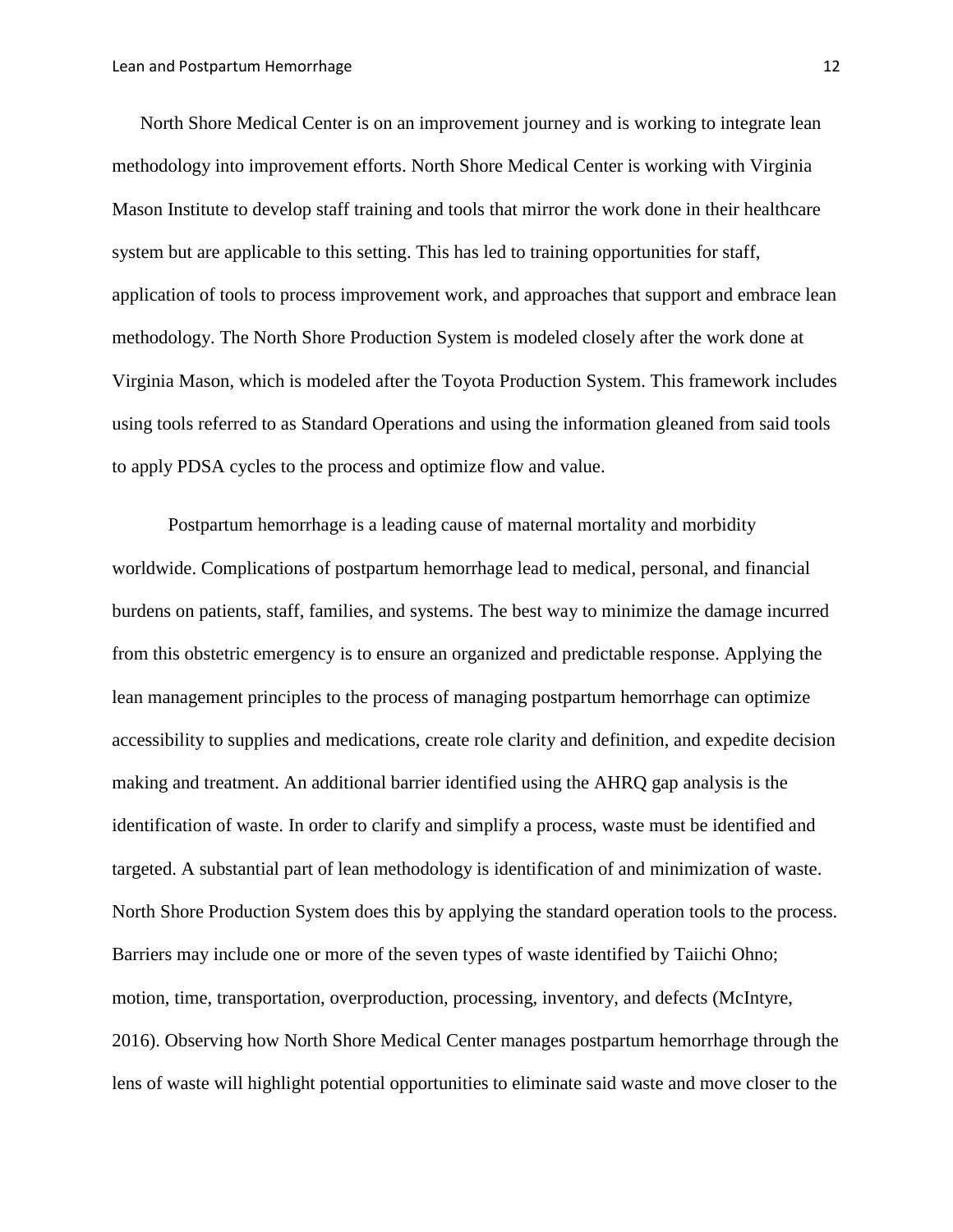North Shore Medical Center is on an improvement journey and is working to integrate lean methodology into improvement efforts. North Shore Medical Center is working with Virginia Mason Institute to develop staff training and tools that mirror the work done in their healthcare system but are applicable to this setting. This has led to training opportunities for staff, application of tools to process improvement work, and approaches that support and embrace lean methodology. The North Shore Production System is modeled closely after the work done at Virginia Mason, which is modeled after the Toyota Production System. This framework includes using tools referred to as Standard Operations and using the information gleaned from said tools to apply PDSA cycles to the process and optimize flow and value.

Postpartum hemorrhage is a leading cause of maternal mortality and morbidity worldwide. Complications of postpartum hemorrhage lead to medical, personal, and financial burdens on patients, staff, families, and systems. The best way to minimize the damage incurred from this obstetric emergency is to ensure an organized and predictable response. Applying the lean management principles to the process of managing postpartum hemorrhage can optimize accessibility to supplies and medications, create role clarity and definition, and expedite decision making and treatment. An additional barrier identified using the AHRQ gap analysis is the identification of waste. In order to clarify and simplify a process, waste must be identified and targeted. A substantial part of lean methodology is identification of and minimization of waste. North Shore Production System does this by applying the standard operation tools to the process. Barriers may include one or more of the seven types of waste identified by Taiichi Ohno; motion, time, transportation, overproduction, processing, inventory, and defects (McIntyre, 2016). Observing how North Shore Medical Center manages postpartum hemorrhage through the lens of waste will highlight potential opportunities to eliminate said waste and move closer to the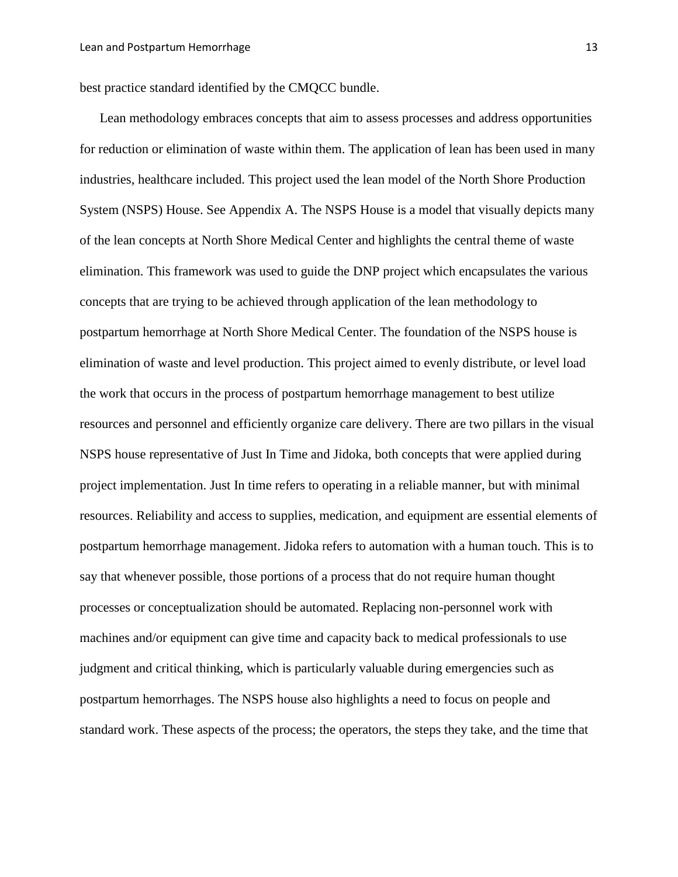best practice standard identified by the CMQCC bundle.

Lean methodology embraces concepts that aim to assess processes and address opportunities for reduction or elimination of waste within them. The application of lean has been used in many industries, healthcare included. This project used the lean model of the North Shore Production System (NSPS) House. See Appendix A. The NSPS House is a model that visually depicts many of the lean concepts at North Shore Medical Center and highlights the central theme of waste elimination. This framework was used to guide the DNP project which encapsulates the various concepts that are trying to be achieved through application of the lean methodology to postpartum hemorrhage at North Shore Medical Center. The foundation of the NSPS house is elimination of waste and level production. This project aimed to evenly distribute, or level load the work that occurs in the process of postpartum hemorrhage management to best utilize resources and personnel and efficiently organize care delivery. There are two pillars in the visual NSPS house representative of Just In Time and Jidoka, both concepts that were applied during project implementation. Just In time refers to operating in a reliable manner, but with minimal resources. Reliability and access to supplies, medication, and equipment are essential elements of postpartum hemorrhage management. Jidoka refers to automation with a human touch. This is to say that whenever possible, those portions of a process that do not require human thought processes or conceptualization should be automated. Replacing non-personnel work with machines and/or equipment can give time and capacity back to medical professionals to use judgment and critical thinking, which is particularly valuable during emergencies such as postpartum hemorrhages. The NSPS house also highlights a need to focus on people and standard work. These aspects of the process; the operators, the steps they take, and the time that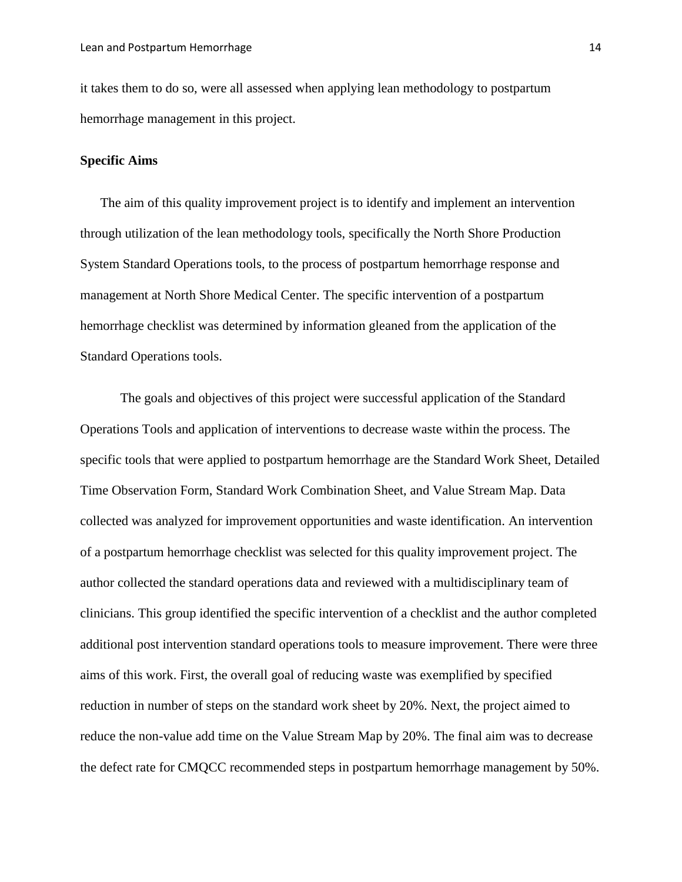it takes them to do so, were all assessed when applying lean methodology to postpartum hemorrhage management in this project.

**Specific Aims**

The aim of this quality improvement project is to identify and implement an intervention through utilization of the lean methodology tools, specifically the North Shore Production System Standard Operations tools, to the process of postpartum hemorrhage response and management at North Shore Medical Center. The specific intervention of a postpartum hemorrhage checklist was determined by information gleaned from the application of the Standard Operations tools.

The goals and objectives of this project were successful application of the Standard Operations Tools and application of interventions to decrease waste within the process. The specific tools that were applied to postpartum hemorrhage are the Standard Work Sheet, Detailed Time Observation Form, Standard Work Combination Sheet, and Value Stream Map. Data collected was analyzed for improvement opportunities and waste identification. An intervention of a postpartum hemorrhage checklist was selected for this quality improvement project. The author collected the standard operations data and reviewed with a multidisciplinary team of clinicians. This group identified the specific intervention of a checklist and the author completed additional post intervention standard operations tools to measure improvement. There were three aims of this work. First, the overall goal of reducing waste was exemplified by specified reduction in number of steps on the standard work sheet by 20%. Next, the project aimed to reduce the non-value add time on the Value Stream Map by 20%. The final aim was to decrease the defect rate for CMQCC recommended steps in postpartum hemorrhage management by 50%.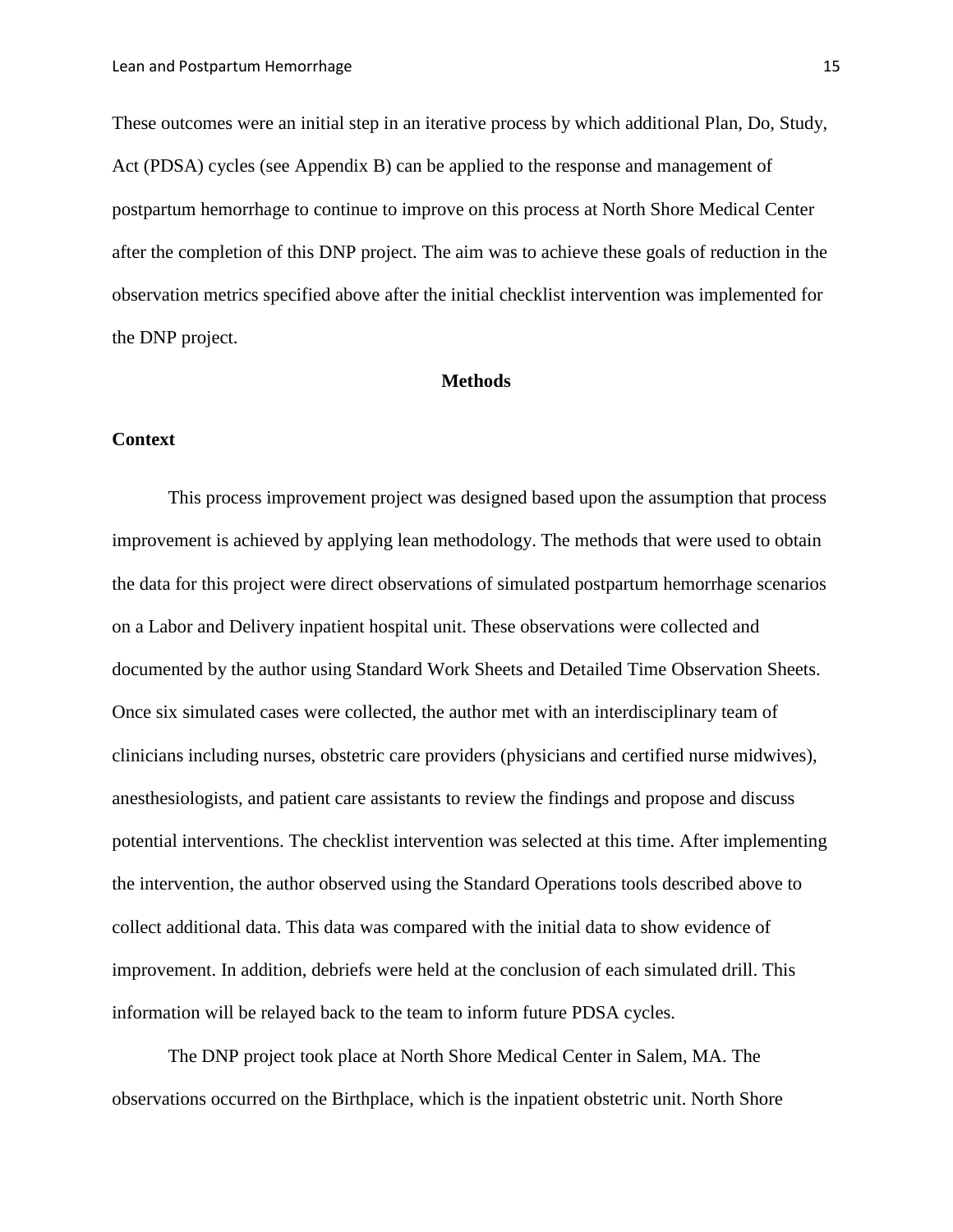These outcomes were an initial step in an iterative process by which additional Plan, Do, Study, Act (PDSA) cycles (see Appendix B) can be applied to the response and management of postpartum hemorrhage to continue to improve on this process at North Shore Medical Center after the completion of this DNP project. The aim was to achieve these goals of reduction in the observation metrics specified above after the initial checklist intervention was implemented for the DNP project.

## Methods

### Context

This process improvement project was designed based upon the assumption that process improvement is achieved by applying lean methodology. The methods that were used to obtain the data for this project were direct observations of simulated postpartum hemorrhage scenarios on a Labor and Delivery inpatient hospital unit. These observations were collected and documented by the author using Standard Work Sheets and Detailed Time Observation Sheets. Once six simulated cases were collected, the author met with an interdisciplinary team of clinicians including nurses, obstetric care providers (physicians and certified nurse midwives), anesthesiologists, and patient care assistants to review the findings and propose and discuss potential interventions. The checklist intervention was selected at this time. After implementing the intervention, the author observed using the Standard Operations tools described above to collect additional data. This data was compared with the initial data to show evidence of improvement. In addition, debriefs were held at the conclusion of each simulated drill. This information will be relayed back to the team to inform future PDSA cycles.

The DNP project took place at North Shore Medical Center in Salem, MA. The observations occurred on the Birthplace, which is the inpatient obstetric unit. North Shore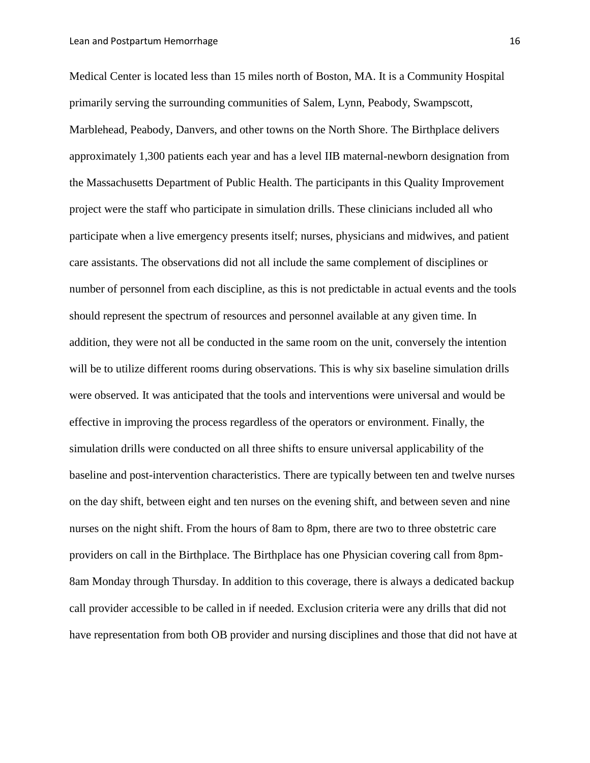Medical Center is located less than 15 miles north of Boston, MA. It is a Community Hospital primarily serving the surrounding communities of Salem, Lynn, Peabody, Swampscott, Marblehead, Peabody, Danvers, and other towns on the North Shore. The Birthplace delivers approximately 1,300 patients each year and has a level IIB maternal-newborn designation from the Massachusetts Department of Public Health. The participants in this Quality Improvement project were the staff who participate in simulation drills. These clinicians included all who participate when a live emergency presents itself; nurses, physicians and midwives, and patient care assistants. The observations did not all include the same complement of disciplines or number of personnel from each discipline, as this is not predictable in actual events and the tools should represent the spectrum of resources and personnel available at any given time. In addition, they were not all be conducted in the same room on the unit, conversely the intention will be to utilize different rooms during observations. This is why six baseline simulation drills were observed. It was anticipated that the tools and interventions were universal and would be effective in improving the process regardless of the operators or environment. Finally, the simulation drills were conducted on all three shifts to ensure universal applicability of the baseline and post-intervention characteristics. There are typically between ten and twelve nurses on the day shift, between eight and ten nurses on the evening shift, and between seven and nine nurses on the night shift. From the hours of 8am to 8pm, there are two to three obstetric care providers on call in the Birthplace. The Birthplace has one Physician covering call from 8pm-8am Monday through Thursday. In addition to this coverage, there is always a dedicated backup call provider accessible to be called in if needed. Exclusion criteria were any drills that did not have representation from both OB provider and nursing disciplines and those that did not have at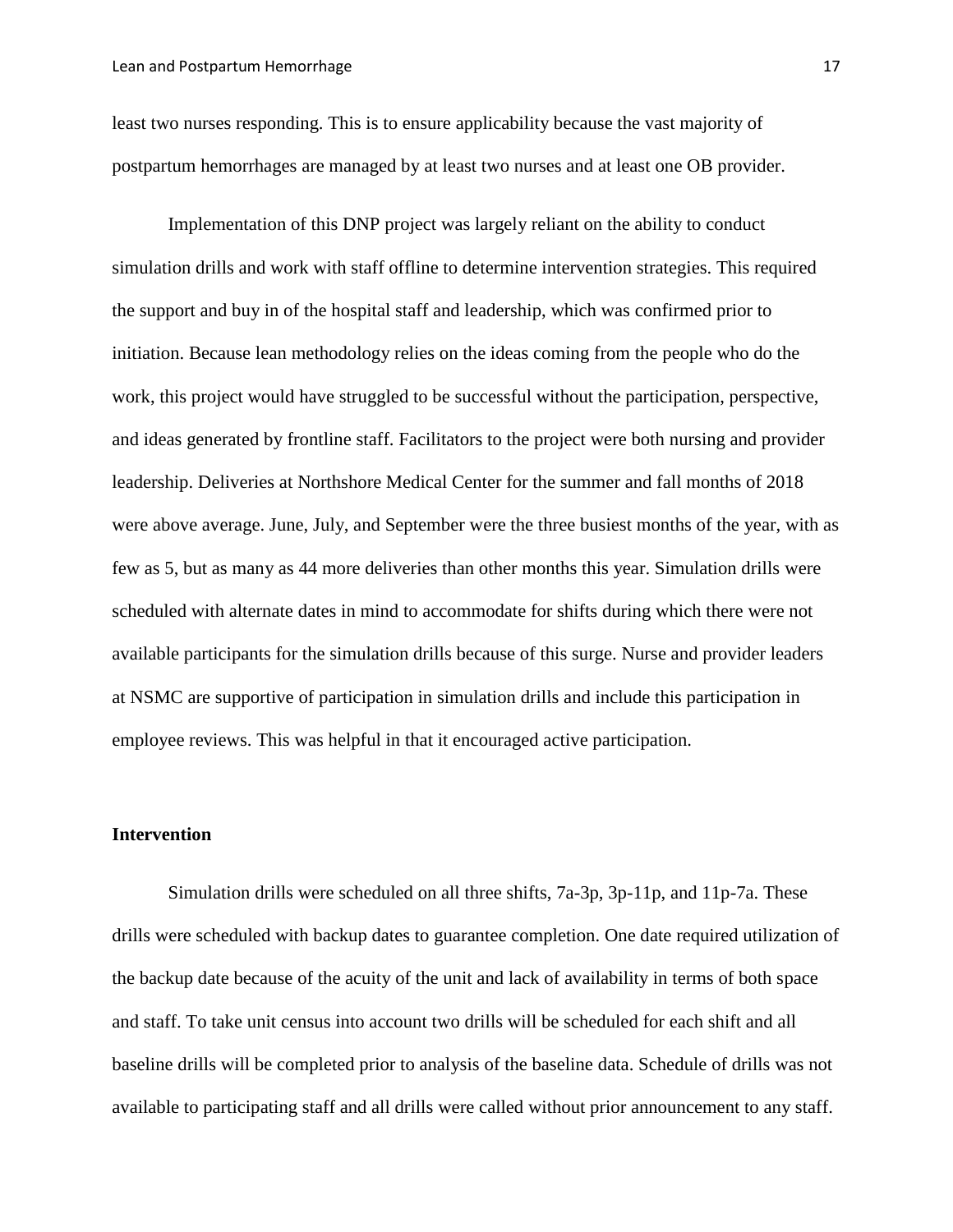least two nurses responding. This is to ensure applicability because the vast majority of postpartum hemorrhages are managed by at least two nurses and at least one OB provider.

Implementation of this DNP project was largely reliant on the ability to conduct simulation drills and work with staff offline to determine intervention strategies. This required the support and buy in of the hospital staff and leadership, which was confirmed prior to initiation. Because lean methodology relies on the ideas coming from the people who do the work, this project would have struggled to be successful without the participation, perspective, and ideas generated by frontline staff. Facilitators to the project were both nursing and provider leadership. Deliveries at Northshore Medical Center for the summer and fall months of 2018 were above average. June, July, and September were the three busiest months of the year, with as few as 5, but as many as 44 more deliveries than other months this year. Simulation drills were scheduled with alternate dates in mind to accommodate for shifts during which there were not available participants for the simulation drills because of this surge. Nurse and provider leaders at NSMC are supportive of participation in simulation drills and include this participation in employee reviews. This was helpful in that it encouraged active participation.

**Intervention**

Simulation drills were scheduled on all three shifts, 7a-3p, 3p-11p, and 11p-7a. These drills were scheduled with backup dates to guarantee completion. One date required utilization of the backup date because of the acuity of the unit and lack of availability in terms of both space and staff. To take unit census into account two drills will be scheduled for each shift and all baseline drills will be completed prior to analysis of the baseline data. Schedule of drills was not available to participating staff and all drills were called without prior announcement to any staff.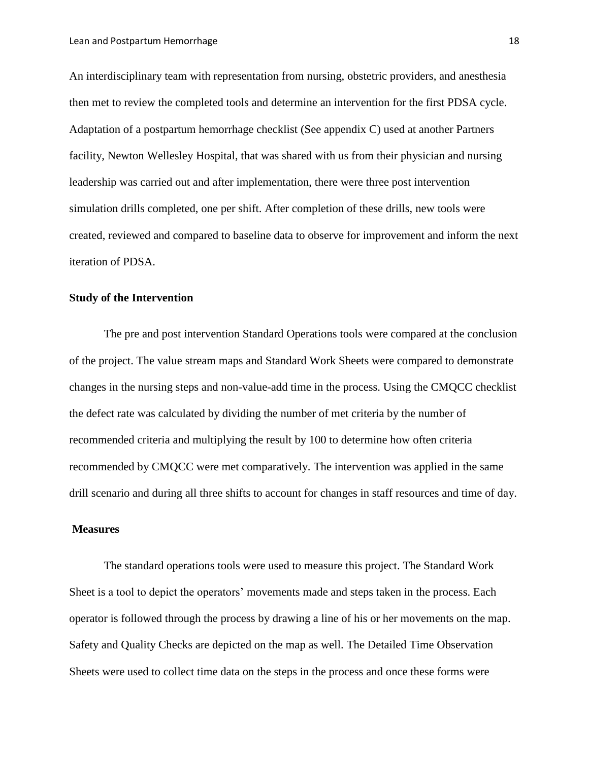An interdisciplinary team with representation from nursing, obstetric providers, and anesthesia then met to review the completed tools and determine an intervention for the first PDSA cycle. Adaptation of a postpartum hemorrhage checklist (See appendix C) used at another Partners facility, Newton Wellesley Hospital, that was shared with us from their physician and nursing leadership was carried out and after implementation, there were three post intervention simulation drills completed, one per shift. After completion of these drills, new tools were created, reviewed and compared to baseline data to observe for improvement and inform the next iteration of PDSA.

**Study of the Intervention**

The pre and post intervention Standard Operations tools were compared at the conclusion of the project. The value stream maps and Standard Work Sheets were compared to demonstrate changes in the nursing steps and non-value-add time in the process. Using the CMQCC checklist the defect rate was calculated by dividing the number of met criteria by the number of recommended criteria and multiplying the result by 100 to determine how often criteria recommended by CMQCC were met comparatively. The intervention was applied in the same drill scenario and during all three shifts to account for changes in staff resources and time of day.

**Measures**

The standard operations tools were used to measure this project. The Standard Work Sheet is a tool to depict the operators' movements made and steps taken in the process. Each operator is followed through the process by drawing a line of his or her movements on the map. Safety and Quality Checks are depicted on the map as well. The Detailed Time Observation Sheets were used to collect time data on the steps in the process and once these forms were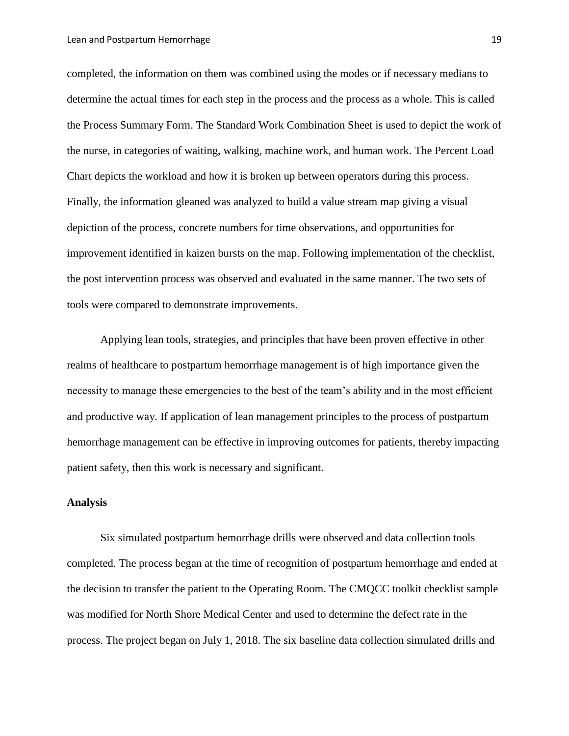completed, the information on them was combined using the modes or if necessary medians to determine the actual times for each step in the process and the process as a whole. This is called the Process Summary Form. The Standard Work Combination Sheet is used to depict the work of the nurse, in categories of waiting, walking, machine work, and human work. The Percent Load Chart depicts the workload and how it is broken up between operators during this process. Finally, the information gleaned was analyzed to build a value stream map giving a visual depiction of the process, concrete numbers for time observations, and opportunities for improvement identified in kaizen bursts on the map. Following implementation of the checklist, the post intervention process was observed and evaluated in the same manner. The two sets of tools were compared to demonstrate improvements.

Applying lean tools, strategies, and principles that have been proven effective in other realms of healthcare to postpartum hemorrhage management is of high importance given the necessity to manage these emergencies to the best of the team's ability and in the most efficient and productive way. If application of lean management principles to the process of postpartum hemorrhage management can be effective in improving outcomes for patients, thereby impacting patient safety, then this work is necessary and significant.

**Analysis**

Six simulated postpartum hemorrhage drills were observed and data collection tools completed. The process began at the time of recognition of postpartum hemorrhage and ended at the decision to transfer the patient to the Operating Room. The CMQCC toolkit checklist sample was modified for North Shore Medical Center and used to determine the defect rate in the process. The project began on July 1, 2018. The six baseline data collection simulated drills and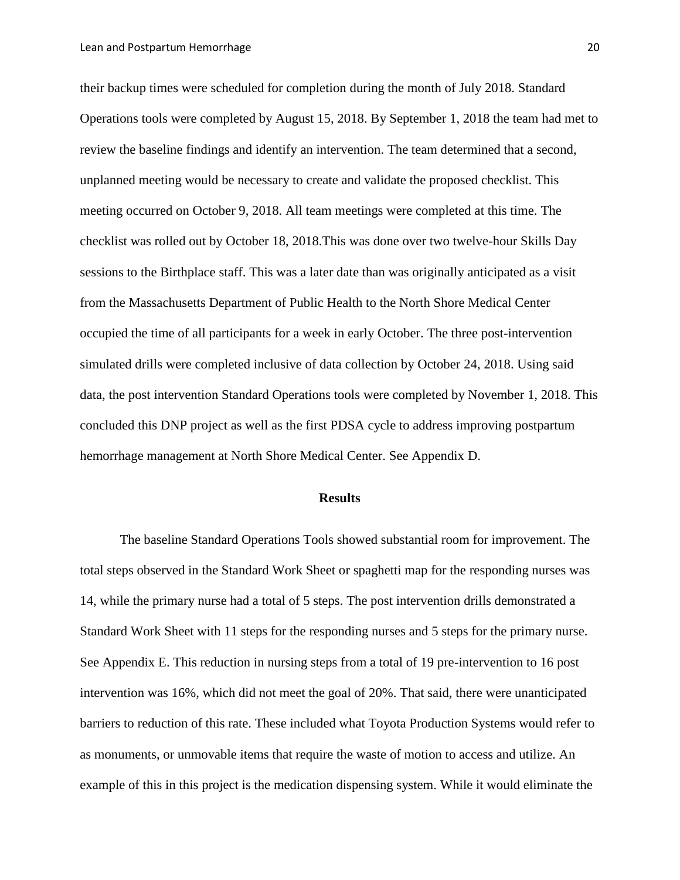their backup times were scheduled for completion during the month of July 2018. Standard Operations tools were completed by August 15, 2018. By September 1, 2018 the team had met to review the baseline findings and identify an intervention. The team determined that a second, unplanned meeting would be necessary to create and validate the proposed checklist. This meeting occurred on October 9, 2018. All team meetings were completed at this time. The checklist was rolled out by October 18, 2018.This was done over two twelve-hour Skills Day sessions to the Birthplace staff. This was a later date than was originally anticipated as a visit from the Massachusetts Department of Public Health to the North Shore Medical Center occupied the time of all participants for a week in early October. The three post-intervention simulated drills were completed inclusive of data collection by October 24, 2018. Using said data, the post intervention Standard Operations tools were completed by November 1, 2018. This concluded this DNP project as well as the first PDSA cycle to address improving postpartum hemorrhage management at North Shore Medical Center. See Appendix D.

## Results

The baseline Standard Operations Tools showed substantial room for improvement. The total steps observed in the Standard Work Sheet or spaghetti map for the responding nurses was 14, while the primary nurse had a total of 5 steps. The post intervention drills demonstrated a Standard Work Sheet with 11 steps for the responding nurses and 5 steps for the primary nurse. See Appendix E. This reduction in nursing steps from a total of 19 pre-intervention to 16 post intervention was 16%, which did not meet the goal of 20%. That said, there were unanticipated barriers to reduction of this rate. These included what Toyota Production Systems would refer to as monuments, or unmovable items that require the waste of motion to access and utilize. An example of this in this project is the medication dispensing system. While it would eliminate the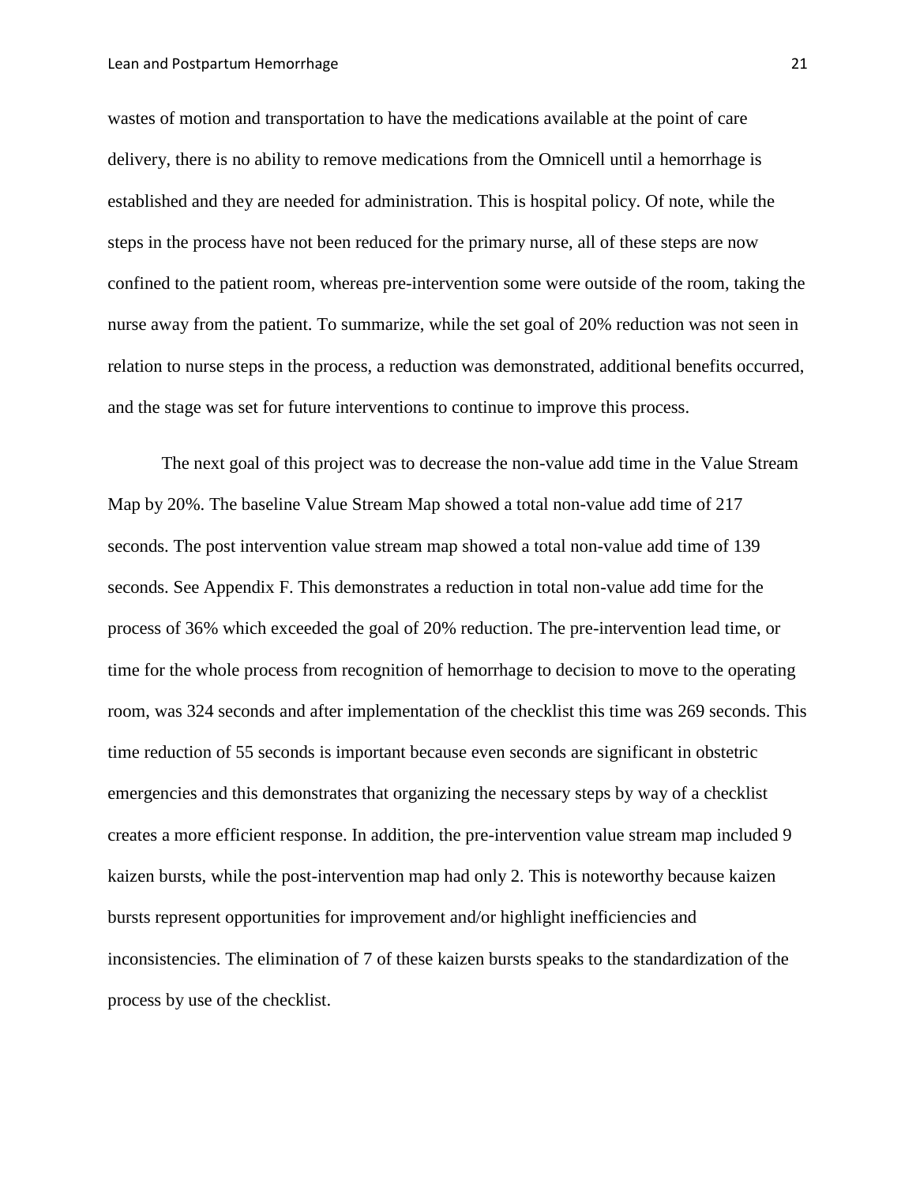wastes of motion and transportation to have the medications available at the point of care delivery, there is no ability to remove medications from the Omnicell until a hemorrhage is established and they are needed for administration. This is hospital policy. Of note, while the steps in the process have not been reduced for the primary nurse, all of these steps are now confined to the patient room, whereas pre-intervention some were outside of the room, taking the nurse away from the patient. To summarize, while the set goal of 20% reduction was not seen in relation to nurse steps in the process, a reduction was demonstrated, additional benefits occurred, and the stage was set for future interventions to continue to improve this process.

The next goal of this project was to decrease the non-value add time in the Value Stream Map by 20%. The baseline Value Stream Map showed a total non-value add time of 217 seconds. The post intervention value stream map showed a total non-value add time of 139 seconds. See Appendix F. This demonstrates a reduction in total non-value add time for the process of 36% which exceeded the goal of 20% reduction. The pre-intervention lead time, or time for the whole process from recognition of hemorrhage to decision to move to the operating room, was 324 seconds and after implementation of the checklist this time was 269 seconds. This time reduction of 55 seconds is important because even seconds are significant in obstetric emergencies and this demonstrates that organizing the necessary steps by way of a checklist creates a more efficient response. In addition, the pre-intervention value stream map included 9 kaizen bursts, while the post-intervention map had only 2. This is noteworthy because kaizen bursts represent opportunities for improvement and/or highlight inefficiencies and inconsistencies. The elimination of 7 of these kaizen bursts speaks to the standardization of the process by use of the checklist.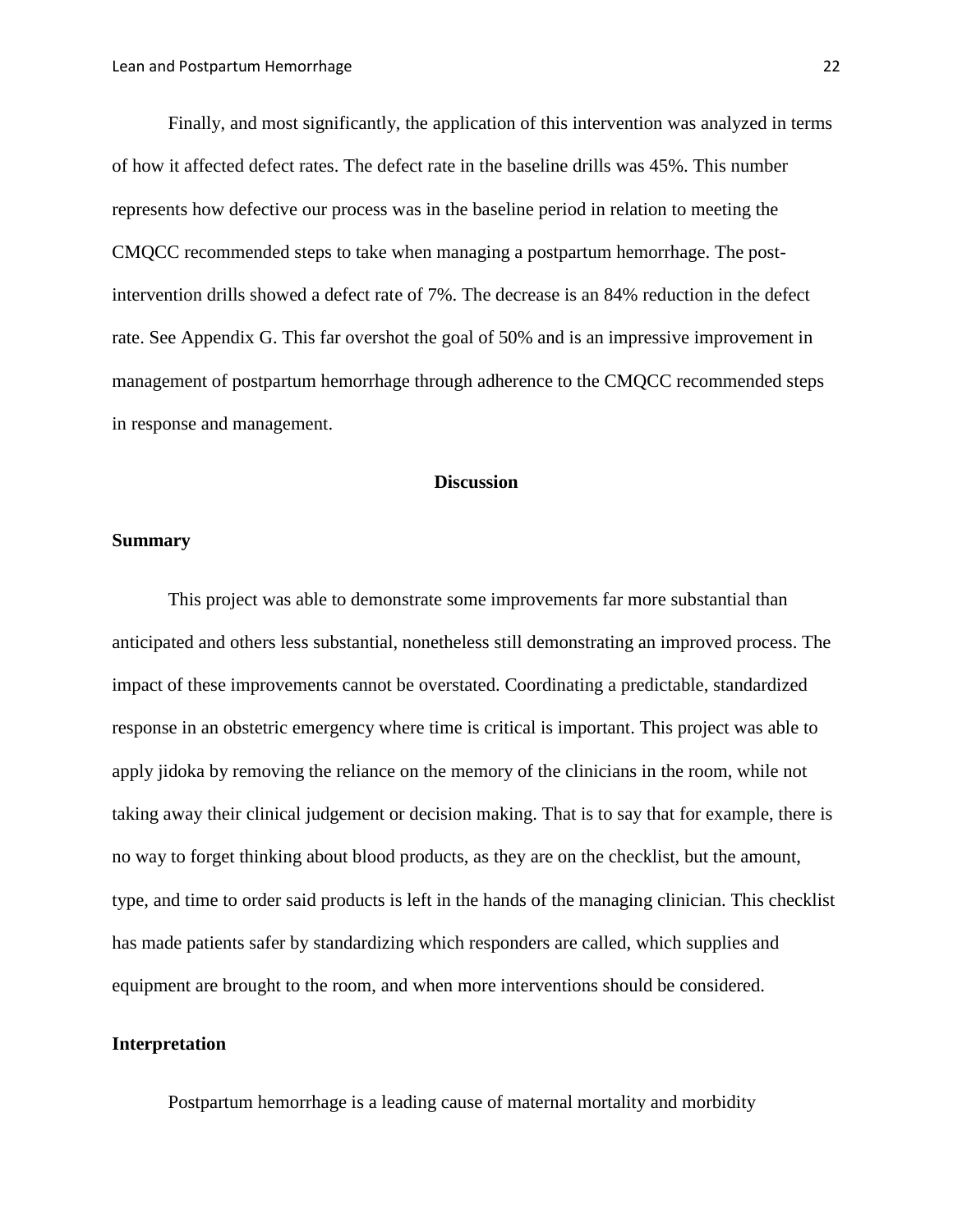Finally, and most significantly, the application of this intervention was analyzed in terms of how it affected defect rates. The defect rate in the baseline drills was 45%. This number represents how defective our process was in the baseline period in relation to meeting the CMQCC recommended steps to take when managing a postpartum hemorrhage. The post-intervention drills showed a defect rate of 7%. The decrease is an 84% reduction in the defect rate. See Appendix G. This far overshot the goal of 50% and is an impressive improvement in management of postpartum hemorrhage through adherence to the CMQCC recommended steps in response and management.

## Discussion

### Summary

This project was able to demonstrate some improvements far more substantial than anticipated and others less substantial, nonetheless still demonstrating an improved process. The impact of these improvements cannot be overstated. Coordinating a predictable, standardized response in an obstetric emergency where time is critical is important. This project was able to apply jidoka by removing the reliance on the memory of the clinicians in the room, while not taking away their clinical judgement or decision making. That is to say that for example, there is no way to forget thinking about blood products, as they are on the checklist, but the amount, type, and time to order said products is left in the hands of the managing clinician. This checklist has made patients safer by standardizing which responders are called, which supplies and equipment are brought to the room, and when more interventions should be considered.

### Interpretation

Postpartum hemorrhage is a leading cause of maternal mortality and morbidity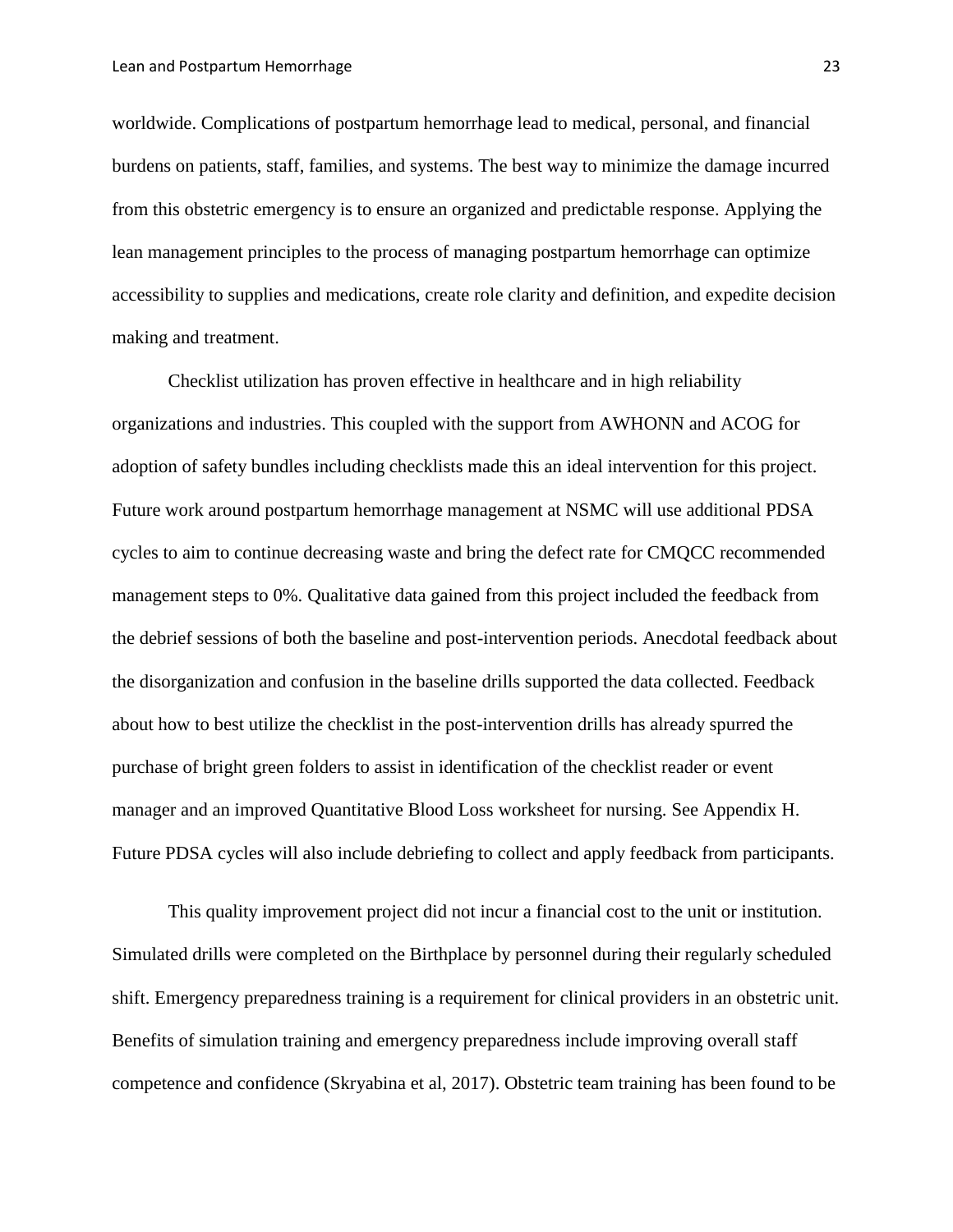worldwide. Complications of postpartum hemorrhage lead to medical, personal, and financial burdens on patients, staff, families, and systems. The best way to minimize the damage incurred from this obstetric emergency is to ensure an organized and predictable response. Applying the lean management principles to the process of managing postpartum hemorrhage can optimize accessibility to supplies and medications, create role clarity and definition, and expedite decision making and treatment.

Checklist utilization has proven effective in healthcare and in high reliability organizations and industries. This coupled with the support from AWHONN and ACOG for adoption of safety bundles including checklists made this an ideal intervention for this project. Future work around postpartum hemorrhage management at NSMC will use additional PDSA cycles to aim to continue decreasing waste and bring the defect rate for CMQCC recommended management steps to 0%. Qualitative data gained from this project included the feedback from the debrief sessions of both the baseline and post-intervention periods. Anecdotal feedback about the disorganization and confusion in the baseline drills supported the data collected. Feedback about how to best utilize the checklist in the post-intervention drills has already spurred the purchase of bright green folders to assist in identification of the checklist reader or event manager and an improved Quantitative Blood Loss worksheet for nursing. See Appendix H. Future PDSA cycles will also include debriefing to collect and apply feedback from participants.

This quality improvement project did not incur a financial cost to the unit or institution. Simulated drills were completed on the Birthplace by personnel during their regularly scheduled shift. Emergency preparedness training is a requirement for clinical providers in an obstetric unit. Benefits of simulation training and emergency preparedness include improving overall staff competence and confidence (Skryabina et al, 2017). Obstetric team training has been found to be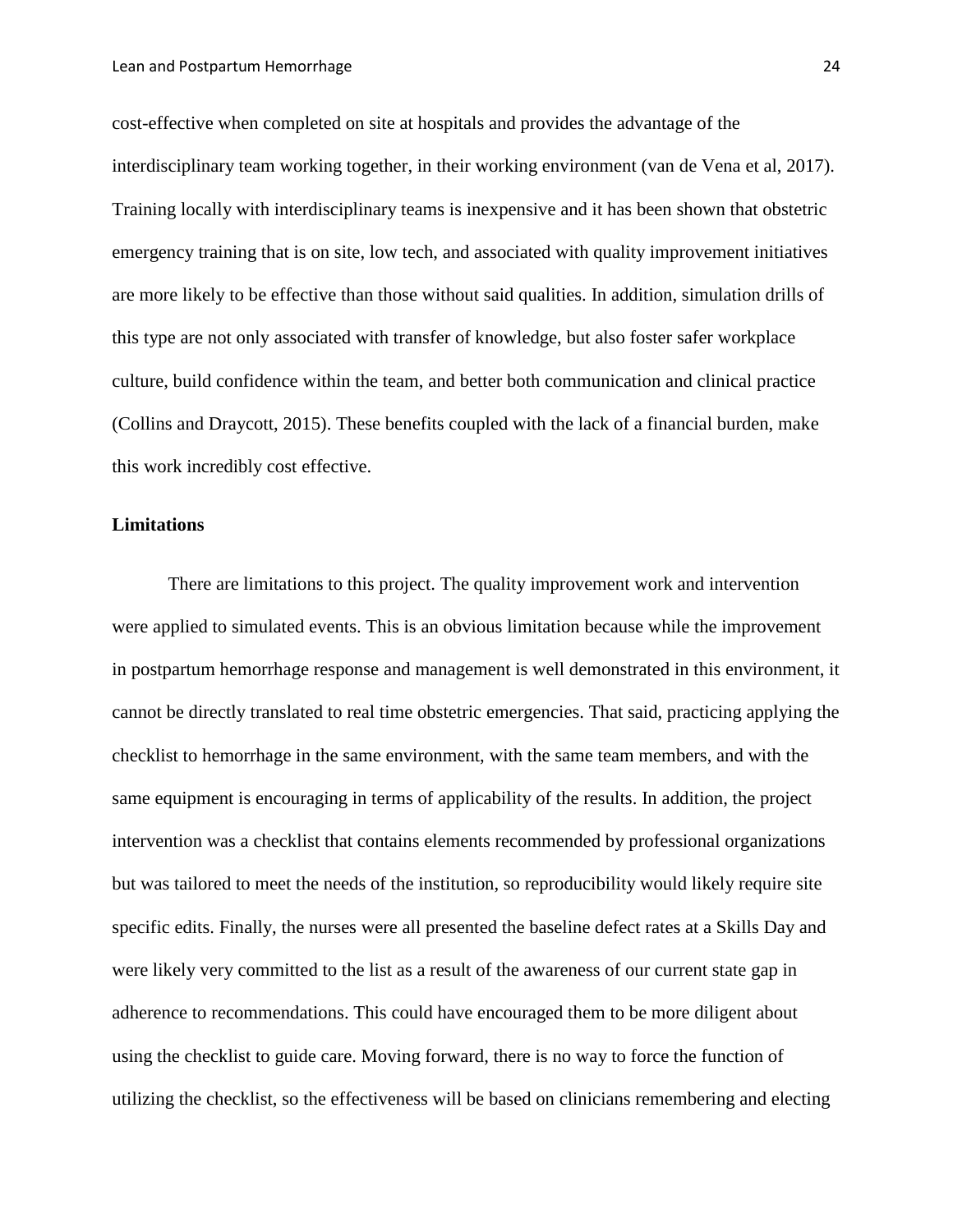cost-effective when completed on site at hospitals and provides the advantage of the interdisciplinary team working together, in their working environment (van de Vena et al, 2017). Training locally with interdisciplinary teams is inexpensive and it has been shown that obstetric emergency training that is on site, low tech, and associated with quality improvement initiatives are more likely to be effective than those without said qualities. In addition, simulation drills of this type are not only associated with transfer of knowledge, but also foster safer workplace culture, build confidence within the team, and better both communication and clinical practice (Collins and Draycott, 2015). These benefits coupled with the lack of a financial burden, make this work incredibly cost effective.

**Limitations**

There are limitations to this project. The quality improvement work and intervention were applied to simulated events. This is an obvious limitation because while the improvement in postpartum hemorrhage response and management is well demonstrated in this environment, it cannot be directly translated to real time obstetric emergencies. That said, practicing applying the checklist to hemorrhage in the same environment, with the same team members, and with the same equipment is encouraging in terms of applicability of the results. In addition, the project intervention was a checklist that contains elements recommended by professional organizations but was tailored to meet the needs of the institution, so reproducibility would likely require site specific edits. Finally, the nurses were all presented the baseline defect rates at a Skills Day and were likely very committed to the list as a result of the awareness of our current state gap in adherence to recommendations. This could have encouraged them to be more diligent about using the checklist to guide care. Moving forward, there is no way to force the function of utilizing the checklist, so the effectiveness will be based on clinicians remembering and electing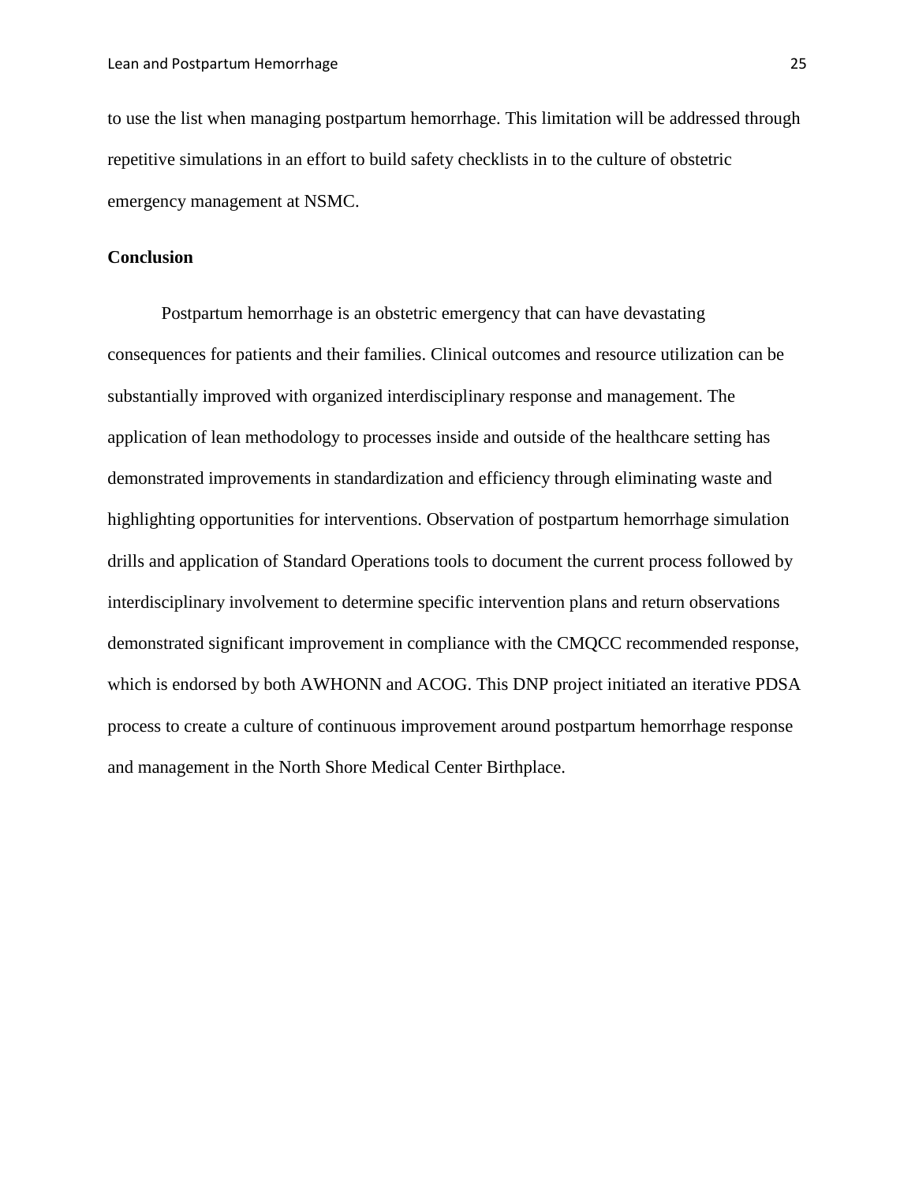to use the list when managing postpartum hemorrhage. This limitation will be addressed through repetitive simulations in an effort to build safety checklists in to the culture of obstetric emergency management at NSMC.

**Conclusion**

Postpartum hemorrhage is an obstetric emergency that can have devastating consequences for patients and their families. Clinical outcomes and resource utilization can be substantially improved with organized interdisciplinary response and management. The application of lean methodology to processes inside and outside of the healthcare setting has demonstrated improvements in standardization and efficiency through eliminating waste and highlighting opportunities for interventions. Observation of postpartum hemorrhage simulation drills and application of Standard Operations tools to document the current process followed by interdisciplinary involvement to determine specific intervention plans and return observations demonstrated significant improvement in compliance with the CMQCC recommended response, which is endorsed by both AWHONN and ACOG. This DNP project initiated an iterative PDSA process to create a culture of continuous improvement around postpartum hemorrhage response and management in the North Shore Medical Center Birthplace.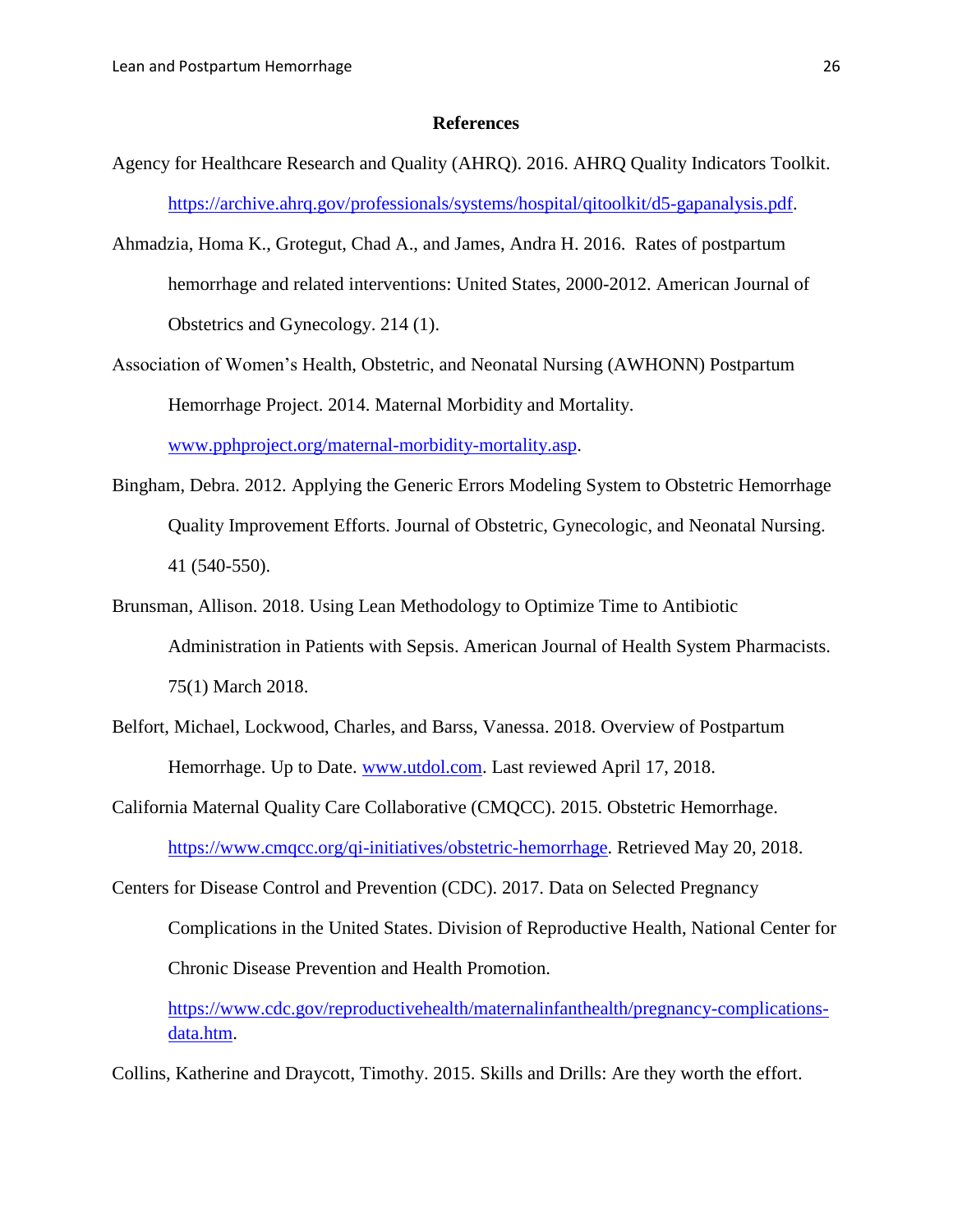## References

Agency for Healthcare Research and Quality (AHRQ). 2016. AHRQ Quality Indicators Toolkit. https://archive.ahrq.gov/professionals/systems/hospital/qitoolkit/d5-gapanalysis.pdf.

Ahmadzia, Homa K., Grotegut, Chad A., and James, Andra H. 2016. Rates of postpartum hemorrhage and related interventions: United States, 2000-2012. American Journal of Obstetrics and Gynecology. 214 (1).

Association of Women's Health, Obstetric, and Neonatal Nursing (AWHONN) Postpartum Hemorrhage Project. 2014. Maternal Morbidity and Mortality. www.pphproject.org/maternal-morbidity-mortality.asp.

Bingham, Debra. 2012. Applying the Generic Errors Modeling System to Obstetric Hemorrhage Quality Improvement Efforts. Journal of Obstetric, Gynecologic, and Neonatal Nursing. 41 (540-550).

Brunsman, Allison. 2018. Using Lean Methodology to Optimize Time to Antibiotic Administration in Patients with Sepsis. American Journal of Health System Pharmacists. 75(1) March 2018.

Belfort, Michael, Lockwood, Charles, and Barss, Vanessa. 2018. Overview of Postpartum Hemorrhage. Up to Date. www.utdol.com. Last reviewed April 17, 2018.

California Maternal Quality Care Collaborative (CMQCC). 2015. Obstetric Hemorrhage. https://www.cmqcc.org/qi-initiatives/obstetric-hemorrhage. Retrieved May 20, 2018.

Centers for Disease Control and Prevention (CDC). 2017. Data on Selected Pregnancy Complications in the United States. Division of Reproductive Health, National Center for Chronic Disease Prevention and Health Promotion. https://www.cdc.gov/reproductivehealth/maternalinfanthealth/pregnancy-complications-data.htm.

Collins, Katherine and Draycott, Timothy. 2015. Skills and Drills: Are they worth the effort.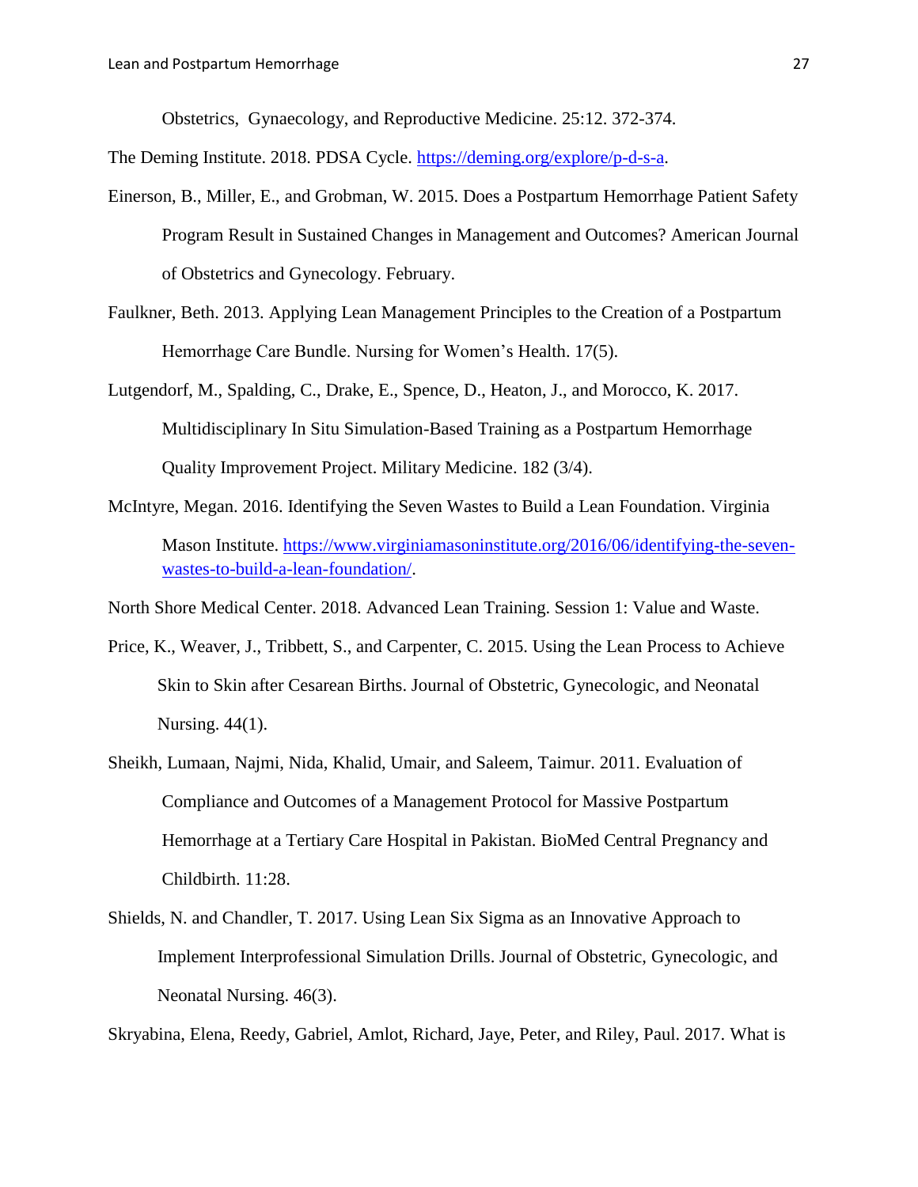Obstetrics, Gynaecology, and Reproductive Medicine. 25:12. 372-374.

The Deming Institute. 2018. PDSA Cycle. https://deming.org/explore/p-d-s-a.

Einerson, B., Miller, E., and Grobman, W. 2015. Does a Postpartum Hemorrhage Patient Safety Program Result in Sustained Changes in Management and Outcomes? American Journal of Obstetrics and Gynecology. February.

Faulkner, Beth. 2013. Applying Lean Management Principles to the Creation of a Postpartum Hemorrhage Care Bundle. Nursing for Women's Health. 17(5).

Lutgendorf, M., Spalding, C., Drake, E., Spence, D., Heaton, J., and Morocco, K. 2017. Multidisciplinary In Situ Simulation-Based Training as a Postpartum Hemorrhage Quality Improvement Project. Military Medicine. 182 (3/4).

McIntyre, Megan. 2016. Identifying the Seven Wastes to Build a Lean Foundation. Virginia Mason Institute. https://www.virginiamasoninstitute.org/2016/06/identifying-the-seven-wastes-to-build-a-lean-foundation/.

North Shore Medical Center. 2018. Advanced Lean Training. Session 1: Value and Waste.

Price, K., Weaver, J., Tribbett, S., and Carpenter, C. 2015. Using the Lean Process to Achieve Skin to Skin after Cesarean Births. Journal of Obstetric, Gynecologic, and Neonatal Nursing. 44(1).

Sheikh, Lumaan, Najmi, Nida, Khalid, Umair, and Saleem, Taimur. 2011. Evaluation of Compliance and Outcomes of a Management Protocol for Massive Postpartum Hemorrhage at a Tertiary Care Hospital in Pakistan. BioMed Central Pregnancy and Childbirth. 11:28.

Shields, N. and Chandler, T. 2017. Using Lean Six Sigma as an Innovative Approach to Implement Interprofessional Simulation Drills. Journal of Obstetric, Gynecologic, and Neonatal Nursing. 46(3).

Skryabina, Elena, Reedy, Gabriel, Amlot, Richard, Jaye, Peter, and Riley, Paul. 2017. What is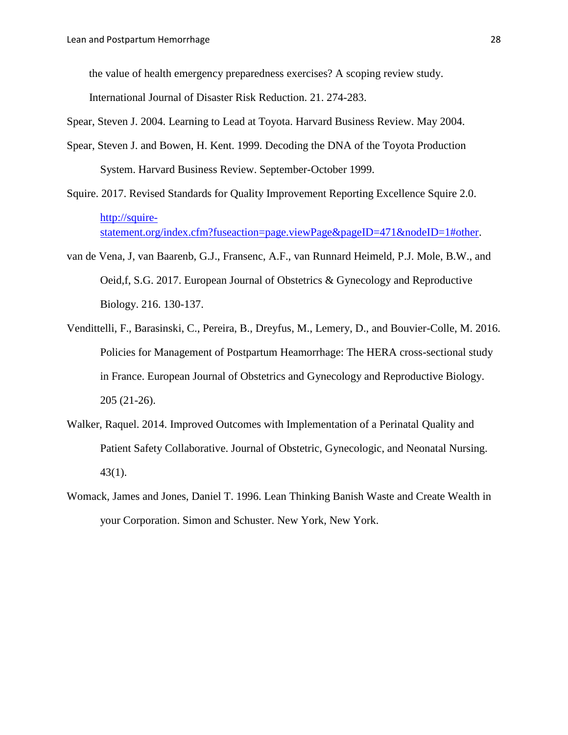the value of health emergency preparedness exercises? A scoping review study. International Journal of Disaster Risk Reduction. 21. 274-283.

Spear, Steven J. 2004. Learning to Lead at Toyota. Harvard Business Review. May 2004.

Spear, Steven J. and Bowen, H. Kent. 1999. Decoding the DNA of the Toyota Production System. Harvard Business Review. September-October 1999.

Squire. 2017. Revised Standards for Quality Improvement Reporting Excellence Squire 2.0. http://squire-statement.org/index.cfm?fuseaction=page.viewPage&pageID=471&nodeID=1#other.

van de Vena, J, van Baarenb, G.J., Fransenc, A.F., van Runnard Heimeld, P.J. Mole, B.W., and Oeid,f, S.G. 2017. European Journal of Obstetrics & Gynecology and Reproductive Biology. 216. 130-137.

Vendittelli, F., Barasinski, C., Pereira, B., Dreyfus, M., Lemery, D., and Bouvier-Colle, M. 2016. Policies for Management of Postpartum Heamorrhage: The HERA cross-sectional study in France. European Journal of Obstetrics and Gynecology and Reproductive Biology. 205 (21-26).

Walker, Raquel. 2014. Improved Outcomes with Implementation of a Perinatal Quality and Patient Safety Collaborative. Journal of Obstetric, Gynecologic, and Neonatal Nursing. 43(1).

Womack, James and Jones, Daniel T. 1996. Lean Thinking Banish Waste and Create Wealth in your Corporation. Simon and Schuster. New York, New York.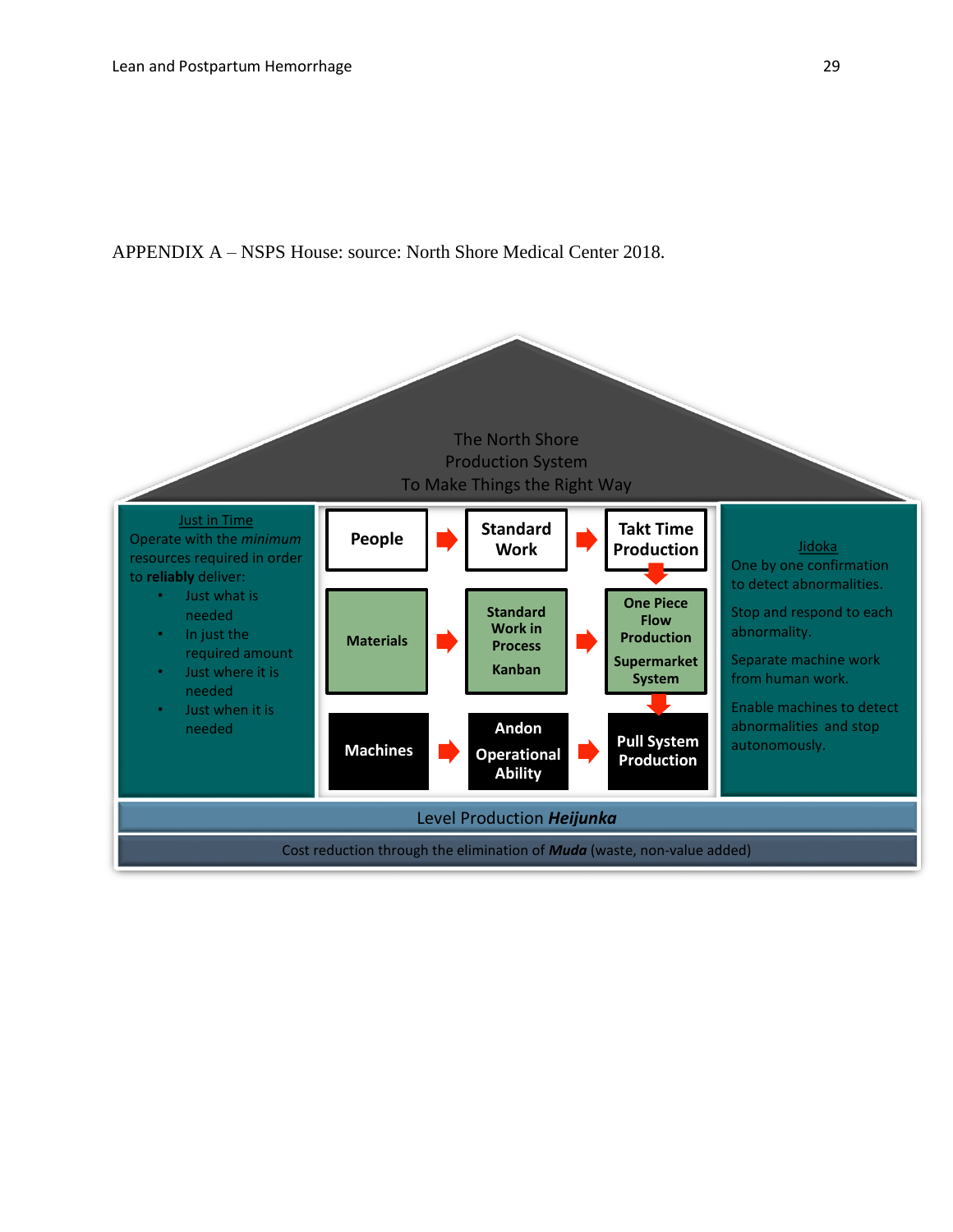APPENDIX A – NSPS House: source: North Shore Medical Center 2018.

The North Shore
Production System
To Make Things the Right Way

Just in Time
Operate with the *minimum* resources required in order to **reliably** deliver:

- Just what is needed
- In just the required amount
- Just where it is needed
- Just when it is needed

**People** → **Standard Work** → **Takt Time Production**

**Materials** → **Standard Work in Process** **Kanban** → **One Piece Flow Production** **Supermarket System**

**Machines** → **Andon** **Operational Ability** → **Pull System Production**

Jidoka
One by one confirmation to detect abnormalities.

Stop and respond to each abnormality.

Separate machine work from human work.

Enable machines to detect abnormalities and stop autonomously.

Level Production ***Heijunka***

Cost reduction through the elimination of ***Muda*** (waste, non-value added)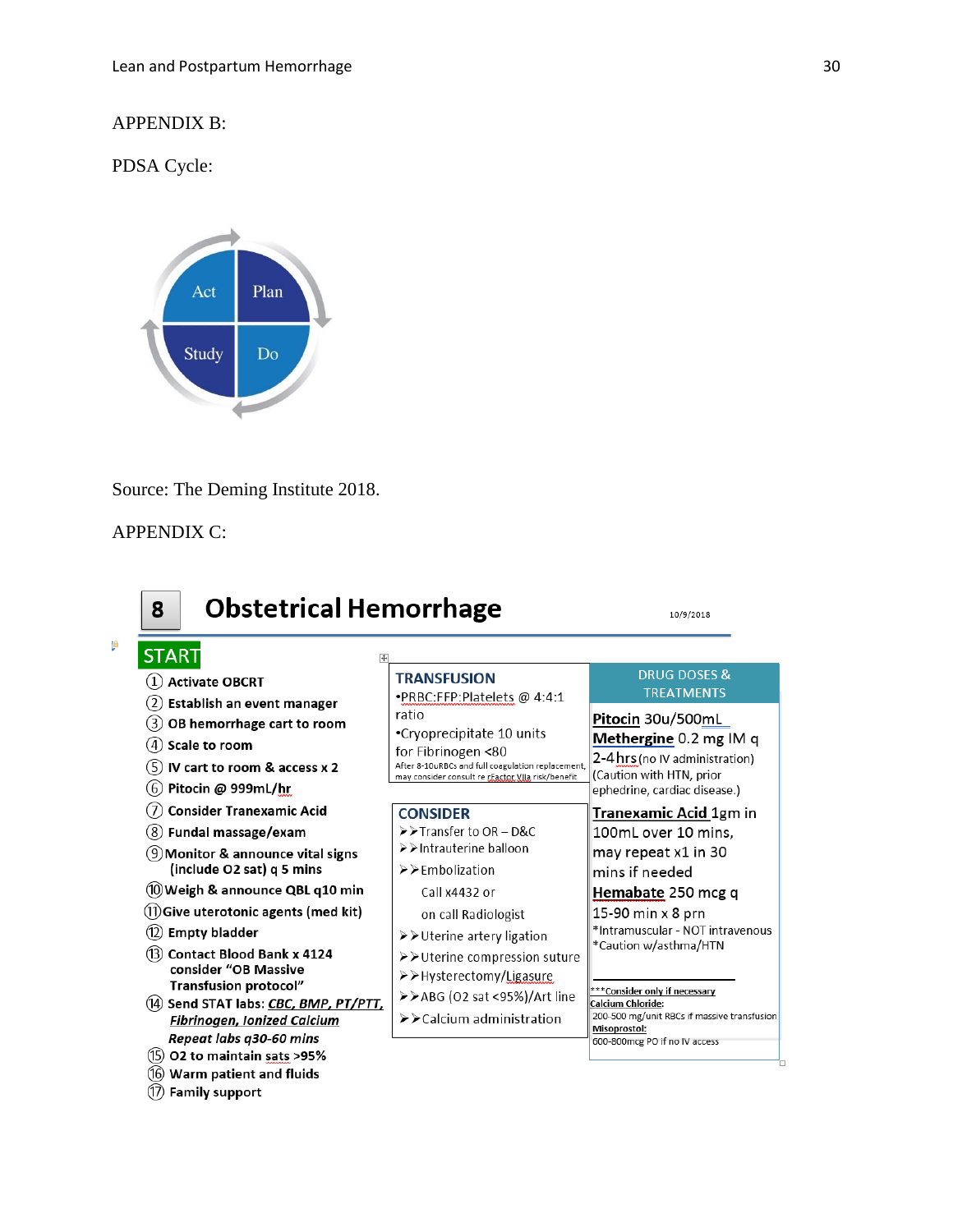APPENDIX B:

PDSA Cycle:

Act | Plan | Study | Do

Source: The Deming Institute 2018.

APPENDIX C:

# 8 Obstetrical Hemorrhage

10/9/2018

**START**

1. Activate OBCRT
2. Establish an event manager
3. OB hemorrhage cart to room
4. Scale to room
5. IV cart to room & access x 2
6. Pitocin @ 999mL/hr
7. Consider Tranexamic Acid
8. Fundal massage/exam
9. Monitor & announce vital signs (include O2 sat) q 5 mins
10. Weigh & announce QBL q10 min
11. Give uterotonic agents (med kit)
12. Empty bladder
13. Contact Blood Bank x 4124 consider "OB Massive Transfusion protocol"
14. Send STAT labs: CBC, BMP, PT/PTT, Fibrinogen, Ionized Calcium
    *Repeat labs q30-60 mins*
15. O2 to maintain sats >95%
16. Warm patient and fluids
17. Family support

**TRANSFUSION**

- •PRBC:FFP:Platelets @ 4:4:1 ratio
- •Cryoprecipitate 10 units for Fibrinogen <80

After 8-10uRBCs and full coagulation replacement, may consider consult re rFactor VIIa risk/benefit

**CONSIDER**

- Transfer to OR – D&C
- Intrauterine balloon
- Embolization
  Call x4432 or
  on call Radiologist
- Uterine artery ligation
- Uterine compression suture
- Hysterectomy/Ligasure
- ABG (O2 sat <95%)/Art line
- Calcium administration

**DRUG DOSES & TREATMENTS**

**Pitocin** 30u/500mL

**Methergine** 0.2 mg IM q 2-4 hrs (no IV administration) (Caution with HTN, prior ephedrine, cardiac disease.)

**Tranexamic Acid** 1gm in 100mL over 10 mins, may repeat x1 in 30 mins if needed

**Hemabate** 250 mcg q 15-90 min x 8 prn
*Intramuscular - NOT intravenous
*Caution w/asthma/HTN

***Consider only if necessary
**Calcium Chloride:**
200-500 mg/unit RBCs if massive transfusion
**Misoprostol:**
600-800mcg PO if no IV access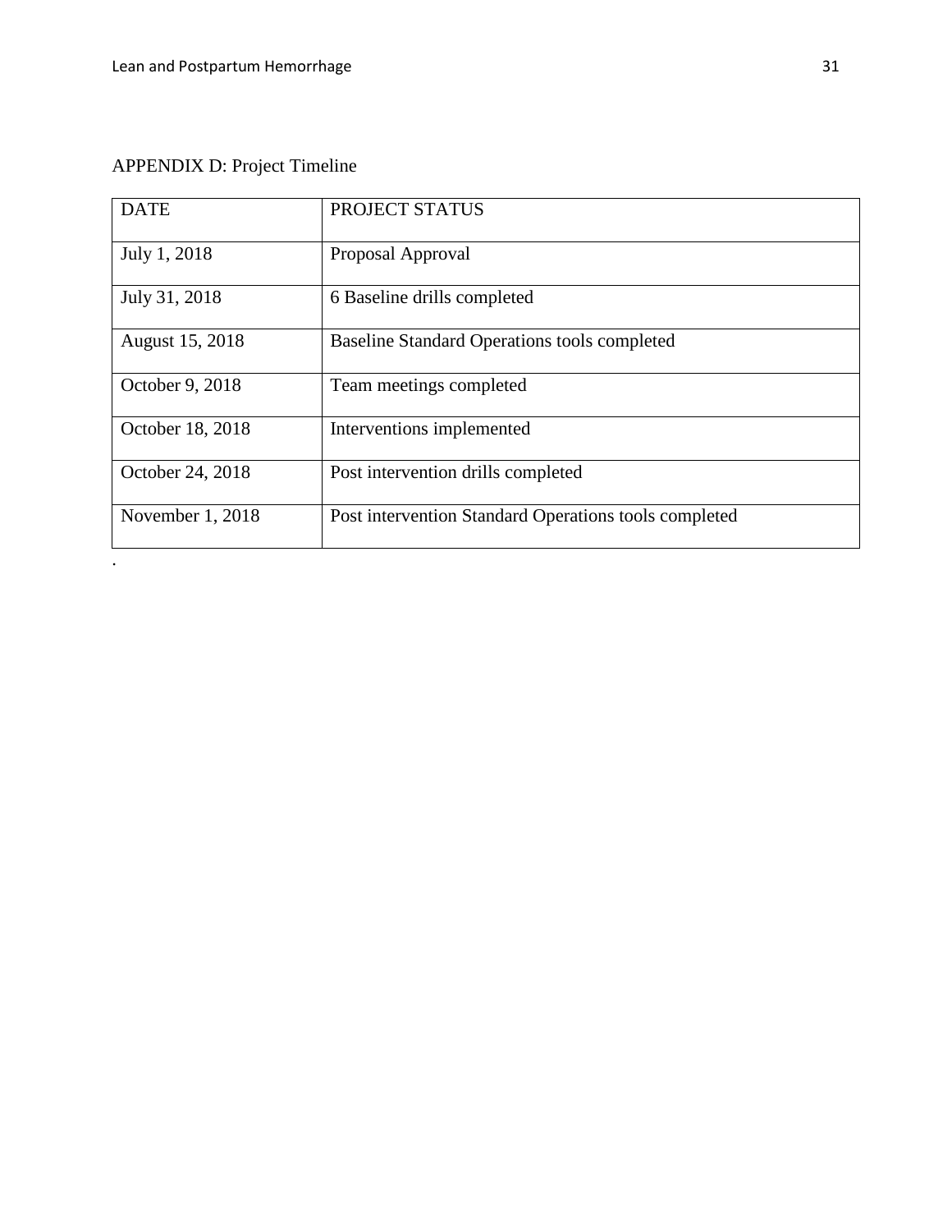APPENDIX D: Project Timeline

| DATE | PROJECT STATUS |
|---|---|
| July 1, 2018 | Proposal Approval |
| July 31, 2018 | 6 Baseline drills completed |
| August 15, 2018 | Baseline Standard Operations tools completed |
| October 9, 2018 | Team meetings completed |
| October 18, 2018 | Interventions implemented |
| October 24, 2018 | Post intervention drills completed |
| November 1, 2018 | Post intervention Standard Operations tools completed |

.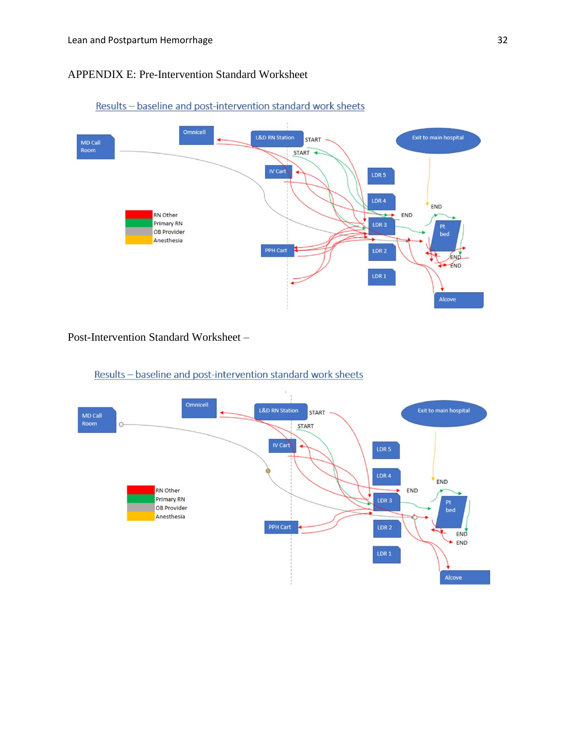APPENDIX E: Pre-Intervention Standard Worksheet

Results – baseline and post-intervention standard work sheets

MD Call Room
Omnicell
L&D RN Station
START
START
Exit to main hospital
IV Cart
LDR 5
LDR 4
END
END
LDR 3
Pt bed
RN Other
Primary RN
OB Provider
Anesthesia
PPH Cart
LDR 2
END
END
LDR 1
Alcove

Post-Intervention Standard Worksheet –

Results – baseline and post-intervention standard work sheets

MD Call Room
Omnicell
L&D RN Station
START
START
Exit to main hospital
IV Cart
LDR 5
LDR 4
END
END
LDR 3
Pt bed
RN Other
Primary RN
OB Provider
Anesthesia
PPH Cart
LDR 2
END
END
LDR 1
Alcove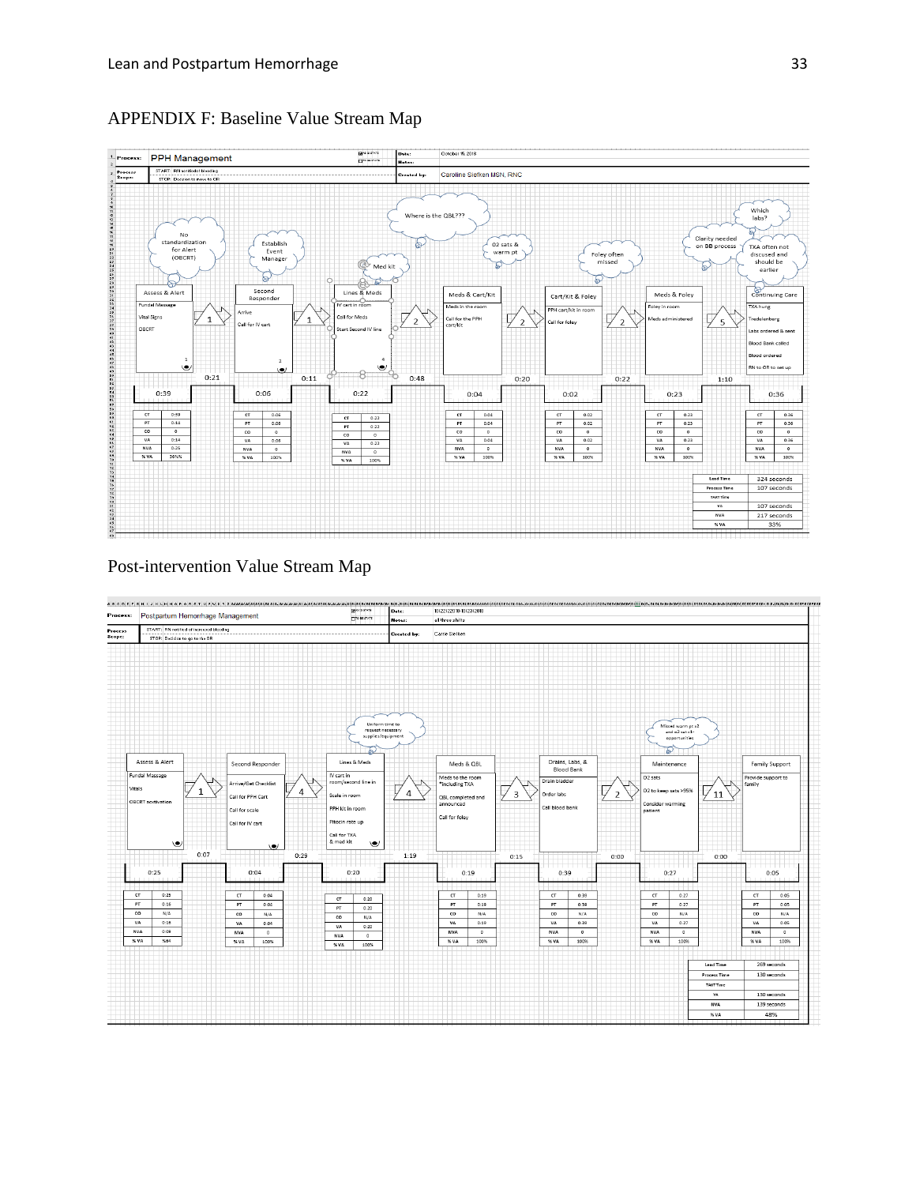# APPENDIX F: Baseline Value Stream Map

**Process:** PPH Management

**Date:** October 19, 2018

**Process Scope:** START: RN notified bleeding; STOP: Decision to move to OR

**Created by:** Caroline Stefken MSN, RNC

Kaizen bursts: No standardization for Alert (OBCRT); Establish Event Manager; Med kit; Where is the QBL???; O2 sats & warm pt; Foley often missed; Clarity needed on BB process; Which labs?; TXA often not discussed and should be earlier

| Step | Tasks | CT | PT | CO | VA | NVA | % VA |
|---|---|---|---|---|---|---|---|
| Assess & Alert | Fundal Massage; Vital Signs; OBCRT | 0:39 | 0:44 | 0 | 0:14 | 0:25 | 36% |
| Second Responder | Arrive; Call for IV cart | 0:06 | 0:06 | 0 | 0:06 | 0 | 100% |
| Lines & Meds | IV cart in room; Call for Meds; Start Second IV line | 0:22 | 0:22 | 0 | 0:22 | 0 | 100% |
| Meds & Cart/Kit | Meds in the room; Call for the PPH cart/kit | 0:04 | 0:04 | 0 | 0:04 | 0 | 100% |
| Cart/Kit & Foley | PPH cart/kit in room; Call for foley | 0:02 | 0:02 | 0 | 0:02 | 0 | 100% |
| Meds & Foley | Foley in room; Meds administered | 0:23 | 0:23 | 0 | 0:23 | 0 | 100% |
| Continuing Care | TXA hung; Tredelenberg; Labs ordered & sent; Blood Bank called; Blood ordered; RN to OR to set up | 0:36 | 0:36 | 0 | 0:36 | 0 | 100% |

Wait times between steps: 0:21, 0:11, 0:48, 0:20, 0:22, 1:10

| | |
|---|---|
| Lead Time | 324 seconds |
| Process Time | 107 seconds |
| TAKT Time | |
| VA | 107 seconds |
| NVA | 217 seconds |
| % VA | 33% |

# Post-intervention Value Stream Map

**Process:** Postpartum Hemorrhage Management

**Date:** 10/22/2018-10/23/2018

**Notes:** all three shifts

**Process Scope:** START: RN notified of increased bleeding; STOP: Decision to go to the OR

**Created by:** Carrie Stefken

Kaizen bursts: Uniform time to request necessary supplies/equipment; Missed warm pt x2 and o2 sat x1-opportunities

| Step | Tasks | CT | PT | CO | VA | NVA | % VA |
|---|---|---|---|---|---|---|---|
| Assess & Alert | Fundal Massage; Vitals; OBCRT activation | 0:25 | 0:16 | N/A | 0:16 | 0:09 | %64 |
| Second Responder | Arrive/Get Checklist; Call for PPH Cart; Call for scale; Call for IV cart | 0:04 | 0:04 | N/A | 0:04 | 0 | 100% |
| Lines & Meds | IV cart in room/second line in; Scale in room; PPH kit in room; Pitocin rate up; Call for TXA & med kit | 0:20 | 0:20 | N/A | 0:20 | 0 | 100% |
| Meds & QBL | Meds to the room *including TXA; QBL completed and announced; Call for foley | 0:19 | 0:19 | N/A | 0:19 | 0 | 100% |
| Drains, Labs, & Blood Bank | Drain bladder; Order labs; Call blood bank | 0:39 | 0:39 | N/A | 0:39 | 0 | 100% |
| Maintenance | O2 sats; O2 to keep sats >95%; Consider warming patient | 0:27 | 0:27 | N/A | 0:27 | 0 | 100% |
| Family Support | Provide support to family | 0:05 | 0:05 | N/A | 0:05 | 0 | 100% |

Wait times between steps: 0:07, 0:29, 1:19, 0:15, 0:00, 0:00

| | |
|---|---|
| Lead Time | 269 seconds |
| Process Time | 130 seconds |
| TAKT Time | |
| VA | 130 seconds |
| NVA | 139 seconds |
| % VA | 48% |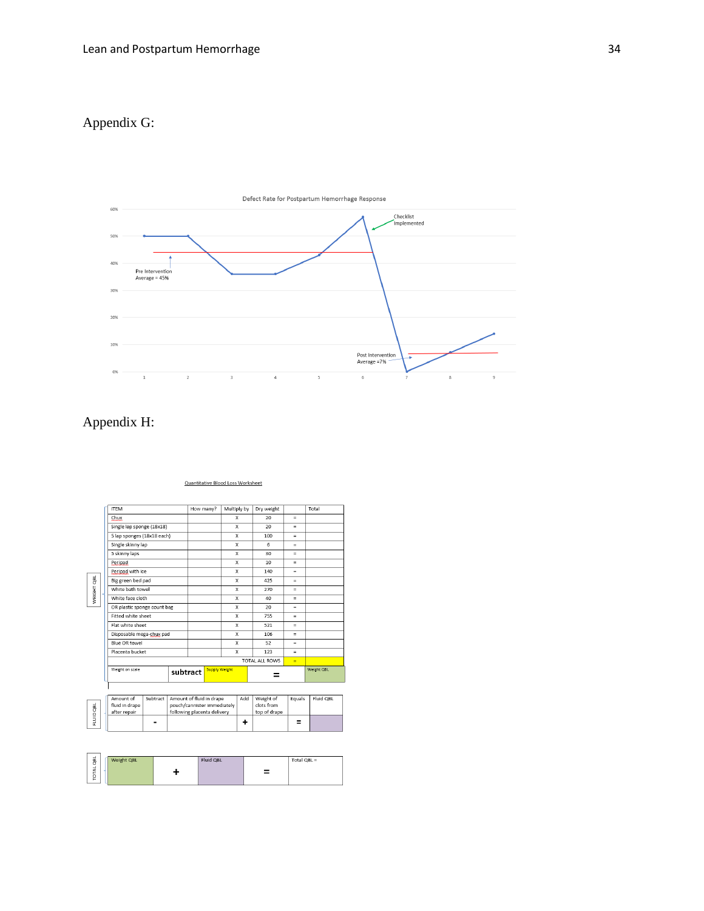## Appendix G:

Defect Rate for Postpartum Hemorrhage Response

60%
50%
40%
30%
20%
10%
0%

1 2 3 4 5 6 7 8 9

Checklist Implemented

Pre Intervention Average = 45%

Post Intervention Average =7%

## Appendix H:

Quantitative Blood Loss Worksheet

WEIGHT QBL

| ITEM | How many? | Multiply by | Dry weight | | Total |
|---|---|---|---|---|---|
| Chux | | X | 20 | = | |
| Single lap sponge (18x18) | | X | 20 | = | |
| 5 lap sponges (18x18 each) | | X | 100 | = | |
| Single skinny lap | | X | 6 | = | |
| 5 skinny laps | | X | 30 | = | |
| Peripad | | X | 10 | = | |
| Peripad with ice | | X | 140 | = | |
| Big green bed pad | | X | 425 | = | |
| White bath towel | | X | 270 | = | |
| White face cloth | | X | 40 | = | |
| OR plastic sponge count bag | | X | 20 | = | |
| Fitted white sheet | | X | 755 | = | |
| Flat white sheet | | X | 521 | = | |
| Disposable mega-chux pad | | X | 106 | = | |
| Blue OR towel | | X | 52 | = | |
| Placenta bucket | | X | 123 | = | |
| | | | TOTAL ALL ROWS | = | |

| Weight on scale | subtract | Supply Weight | = | Weight QBL |
|---|---|---|---|---|
| | | | | |

FLUID QBL

| Amount of fluid in drape after repair | Subtract | Amount of fluid in drape pouch/cannister immediately following placenta delivery | Add | Weight of clots from top of drape | Equals | Fluid QBL |
|---|---|---|---|---|---|---|
| | - | | + | | = | |

TOTAL QBL

| Weight QBL | | Fluid QBL | | Total QBL = |
|---|---|---|---|---|
| | + | | = | |